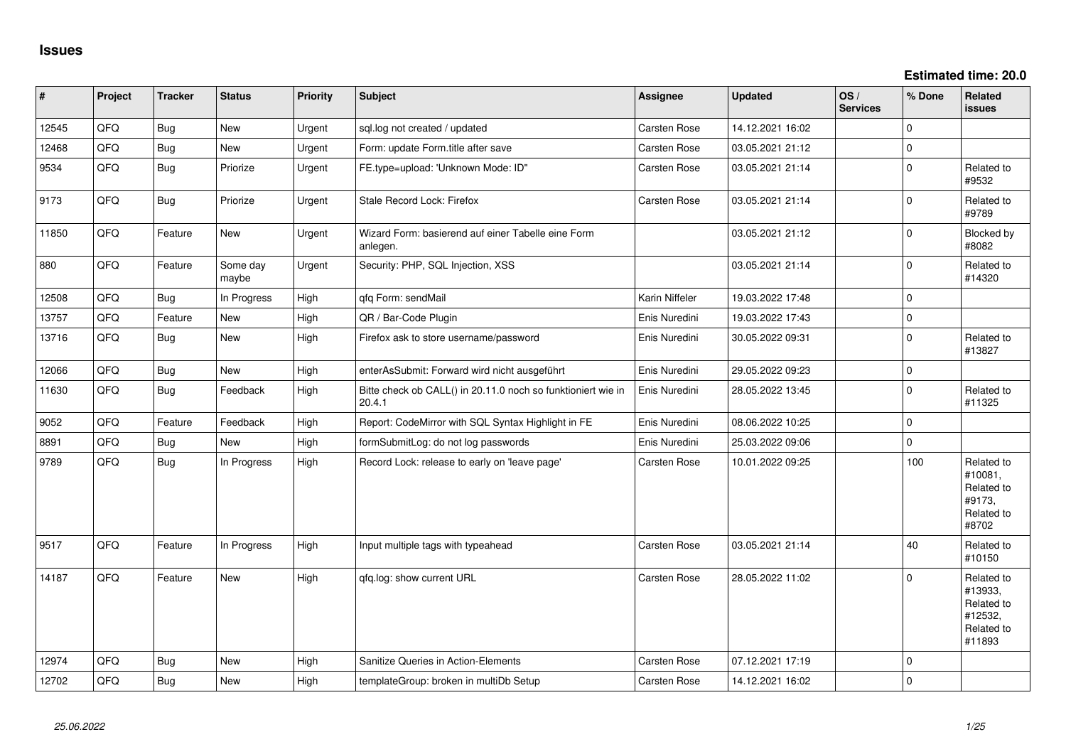# Issues

**Estimated time: 20.0**

| # | Project | Tracker | Status | Priority | Subject | Assignee | Updated | OS / Services | % Done | Related issues |
|---|---|---|---|---|---|---|---|---|---|---|
| 12545 | QFQ | Bug | New | Urgent | sql.log not created / updated | Carsten Rose | 14.12.2021 16:02 | | 0 | |
| 12468 | QFQ | Bug | New | Urgent | Form: update Form.title after save | Carsten Rose | 03.05.2021 21:12 | | 0 | |
| 9534 | QFQ | Bug | Priorize | Urgent | FE.type=upload: 'Unknown Mode: ID" | Carsten Rose | 03.05.2021 21:14 | | 0 | Related to #9532 |
| 9173 | QFQ | Bug | Priorize | Urgent | Stale Record Lock: Firefox | Carsten Rose | 03.05.2021 21:14 | | 0 | Related to #9789 |
| 11850 | QFQ | Feature | New | Urgent | Wizard Form: basierend auf einer Tabelle eine Form anlegen. | | 03.05.2021 21:12 | | 0 | Blocked by #8082 |
| 880 | QFQ | Feature | Some day maybe | Urgent | Security: PHP, SQL Injection, XSS | | 03.05.2021 21:14 | | 0 | Related to #14320 |
| 12508 | QFQ | Bug | In Progress | High | qfq Form: sendMail | Karin Niffeler | 19.03.2022 17:48 | | 0 | |
| 13757 | QFQ | Feature | New | High | QR / Bar-Code Plugin | Enis Nuredini | 19.03.2022 17:43 | | 0 | |
| 13716 | QFQ | Bug | New | High | Firefox ask to store username/password | Enis Nuredini | 30.05.2022 09:31 | | 0 | Related to #13827 |
| 12066 | QFQ | Bug | New | High | enterAsSubmit: Forward wird nicht ausgeführt | Enis Nuredini | 29.05.2022 09:23 | | 0 | |
| 11630 | QFQ | Bug | Feedback | High | Bitte check ob CALL() in 20.11.0 noch so funktioniert wie in 20.4.1 | Enis Nuredini | 28.05.2022 13:45 | | 0 | Related to #11325 |
| 9052 | QFQ | Feature | Feedback | High | Report: CodeMirror with SQL Syntax Highlight in FE | Enis Nuredini | 08.06.2022 10:25 | | 0 | |
| 8891 | QFQ | Bug | New | High | formSubmitLog: do not log passwords | Enis Nuredini | 25.03.2022 09:06 | | 0 | |
| 9789 | QFQ | Bug | In Progress | High | Record Lock: release to early on 'leave page' | Carsten Rose | 10.01.2022 09:25 | | 100 | Related to #10081, Related to #9173, Related to #8702 |
| 9517 | QFQ | Feature | In Progress | High | Input multiple tags with typeahead | Carsten Rose | 03.05.2021 21:14 | | 40 | Related to #10150 |
| 14187 | QFQ | Feature | New | High | qfq.log: show current URL | Carsten Rose | 28.05.2022 11:02 | | 0 | Related to #13933, Related to #12532, Related to #11893 |
| 12974 | QFQ | Bug | New | High | Sanitize Queries in Action-Elements | Carsten Rose | 07.12.2021 17:19 | | 0 | |
| 12702 | QFQ | Bug | New | High | templateGroup: broken in multiDb Setup | Carsten Rose | 14.12.2021 16:02 | | 0 | |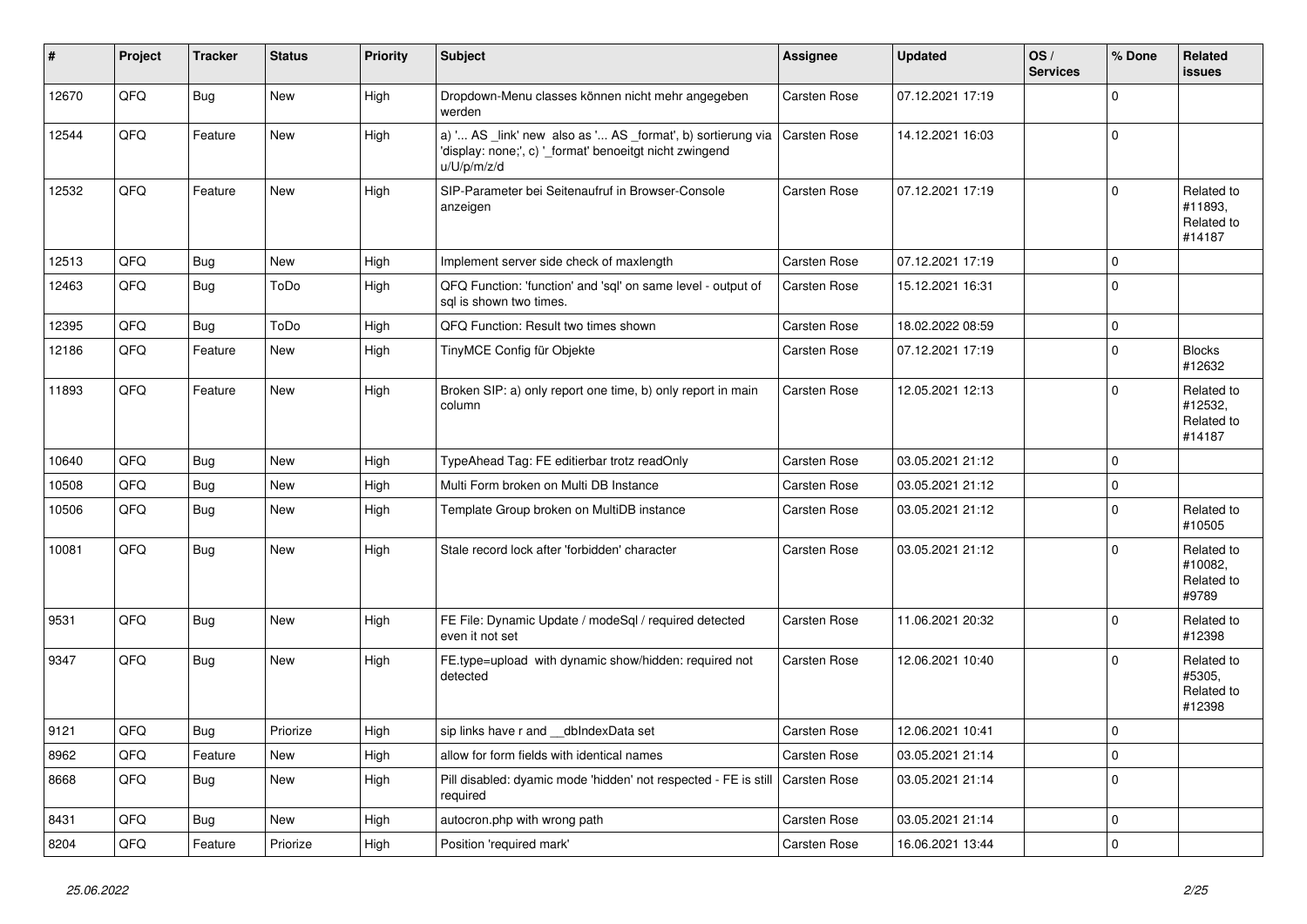| # | Project | Tracker | Status | Priority | Subject | Assignee | Updated | OS / Services | % Done | Related issues |
|---|---|---|---|---|---|---|---|---|---|---|
| 12670 | QFQ | Bug | New | High | Dropdown-Menu classes können nicht mehr angegeben werden | Carsten Rose | 07.12.2021 17:19 | | 0 | |
| 12544 | QFQ | Feature | New | High | a) '... AS _link' new also as '... AS _format', b) sortierung via 'display: none;', c) '_format' benoeitgt nicht zwingend u/U/p/m/z/d | Carsten Rose | 14.12.2021 16:03 | | 0 | |
| 12532 | QFQ | Feature | New | High | SIP-Parameter bei Seitenaufruf in Browser-Console anzeigen | Carsten Rose | 07.12.2021 17:19 | | 0 | Related to #11893, Related to #14187 |
| 12513 | QFQ | Bug | New | High | Implement server side check of maxlength | Carsten Rose | 07.12.2021 17:19 | | 0 | |
| 12463 | QFQ | Bug | ToDo | High | QFQ Function: 'function' and 'sql' on same level - output of sql is shown two times. | Carsten Rose | 15.12.2021 16:31 | | 0 | |
| 12395 | QFQ | Bug | ToDo | High | QFQ Function: Result two times shown | Carsten Rose | 18.02.2022 08:59 | | 0 | |
| 12186 | QFQ | Feature | New | High | TinyMCE Config für Objekte | Carsten Rose | 07.12.2021 17:19 | | 0 | Blocks #12632 |
| 11893 | QFQ | Feature | New | High | Broken SIP: a) only report one time, b) only report in main column | Carsten Rose | 12.05.2021 12:13 | | 0 | Related to #12532, Related to #14187 |
| 10640 | QFQ | Bug | New | High | TypeAhead Tag: FE editierbar trotz readOnly | Carsten Rose | 03.05.2021 21:12 | | 0 | |
| 10508 | QFQ | Bug | New | High | Multi Form broken on Multi DB Instance | Carsten Rose | 03.05.2021 21:12 | | 0 | |
| 10506 | QFQ | Bug | New | High | Template Group broken on MultiDB instance | Carsten Rose | 03.05.2021 21:12 | | 0 | Related to #10505 |
| 10081 | QFQ | Bug | New | High | Stale record lock after 'forbidden' character | Carsten Rose | 03.05.2021 21:12 | | 0 | Related to #10082, Related to #9789 |
| 9531 | QFQ | Bug | New | High | FE File: Dynamic Update / modeSql / required detected even it not set | Carsten Rose | 11.06.2021 20:32 | | 0 | Related to #12398 |
| 9347 | QFQ | Bug | New | High | FE.type=upload with dynamic show/hidden: required not detected | Carsten Rose | 12.06.2021 10:40 | | 0 | Related to #5305, Related to #12398 |
| 9121 | QFQ | Bug | Priorize | High | sip links have r and __dbIndexData set | Carsten Rose | 12.06.2021 10:41 | | 0 | |
| 8962 | QFQ | Feature | New | High | allow for form fields with identical names | Carsten Rose | 03.05.2021 21:14 | | 0 | |
| 8668 | QFQ | Bug | New | High | Pill disabled: dyamic mode 'hidden' not respected - FE is still required | Carsten Rose | 03.05.2021 21:14 | | 0 | |
| 8431 | QFQ | Bug | New | High | autocron.php with wrong path | Carsten Rose | 03.05.2021 21:14 | | 0 | |
| 8204 | QFQ | Feature | Priorize | High | Position 'required mark' | Carsten Rose | 16.06.2021 13:44 | | 0 | |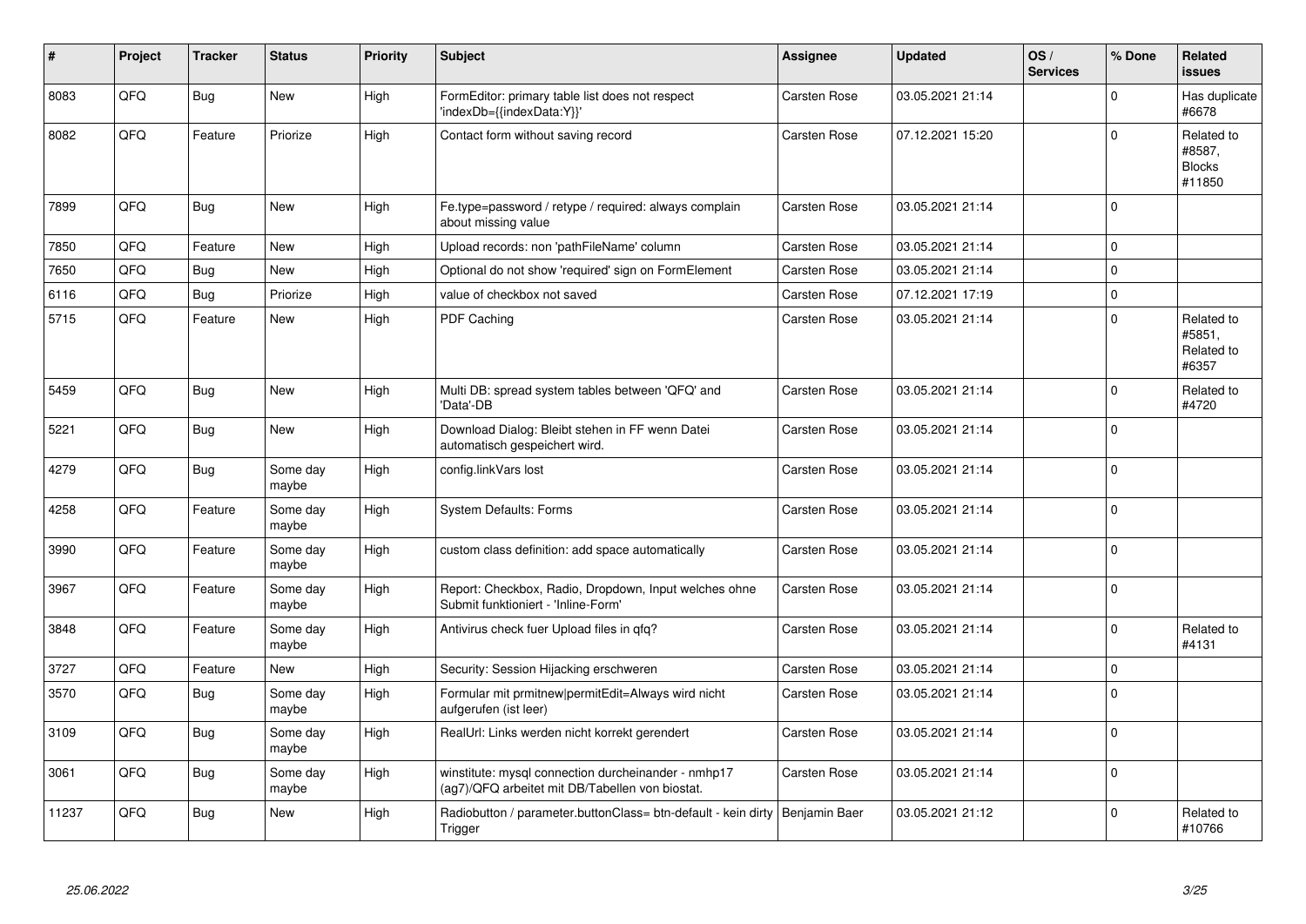| # | Project | Tracker | Status | Priority | Subject | Assignee | Updated | OS / Services | % Done | Related issues |
|---|---|---|---|---|---|---|---|---|---|---|
| 8083 | QFQ | Bug | New | High | FormEditor: primary table list does not respect 'indexDb={{indexData:Y}}' | Carsten Rose | 03.05.2021 21:14 | | 0 | Has duplicate #6678 |
| 8082 | QFQ | Feature | Priorize | High | Contact form without saving record | Carsten Rose | 07.12.2021 15:20 | | 0 | Related to #8587, Blocks #11850 |
| 7899 | QFQ | Bug | New | High | Fe.type=password / retype / required: always complain about missing value | Carsten Rose | 03.05.2021 21:14 | | 0 | |
| 7850 | QFQ | Feature | New | High | Upload records: non 'pathFileName' column | Carsten Rose | 03.05.2021 21:14 | | 0 | |
| 7650 | QFQ | Bug | New | High | Optional do not show 'required' sign on FormElement | Carsten Rose | 03.05.2021 21:14 | | 0 | |
| 6116 | QFQ | Bug | Priorize | High | value of checkbox not saved | Carsten Rose | 07.12.2021 17:19 | | 0 | |
| 5715 | QFQ | Feature | New | High | PDF Caching | Carsten Rose | 03.05.2021 21:14 | | 0 | Related to #5851, Related to #6357 |
| 5459 | QFQ | Bug | New | High | Multi DB: spread system tables between 'QFQ' and 'Data'-DB | Carsten Rose | 03.05.2021 21:14 | | 0 | Related to #4720 |
| 5221 | QFQ | Bug | New | High | Download Dialog: Bleibt stehen in FF wenn Datei automatisch gespeichert wird. | Carsten Rose | 03.05.2021 21:14 | | 0 | |
| 4279 | QFQ | Bug | Some day maybe | High | config.linkVars lost | Carsten Rose | 03.05.2021 21:14 | | 0 | |
| 4258 | QFQ | Feature | Some day maybe | High | System Defaults: Forms | Carsten Rose | 03.05.2021 21:14 | | 0 | |
| 3990 | QFQ | Feature | Some day maybe | High | custom class definition: add space automatically | Carsten Rose | 03.05.2021 21:14 | | 0 | |
| 3967 | QFQ | Feature | Some day maybe | High | Report: Checkbox, Radio, Dropdown, Input welches ohne Submit funktioniert - 'Inline-Form' | Carsten Rose | 03.05.2021 21:14 | | 0 | |
| 3848 | QFQ | Feature | Some day maybe | High | Antivirus check fuer Upload files in qfq? | Carsten Rose | 03.05.2021 21:14 | | 0 | Related to #4131 |
| 3727 | QFQ | Feature | New | High | Security: Session Hijacking erschweren | Carsten Rose | 03.05.2021 21:14 | | 0 | |
| 3570 | QFQ | Bug | Some day maybe | High | Formular mit prmitnew\|permitEdit=Always wird nicht aufgerufen (ist leer) | Carsten Rose | 03.05.2021 21:14 | | 0 | |
| 3109 | QFQ | Bug | Some day maybe | High | RealUrl: Links werden nicht korrekt gerendert | Carsten Rose | 03.05.2021 21:14 | | 0 | |
| 3061 | QFQ | Bug | Some day maybe | High | winstitute: mysql connection durcheinander - nmhp17 (ag7)/QFQ arbeitet mit DB/Tabellen von biostat. | Carsten Rose | 03.05.2021 21:14 | | 0 | |
| 11237 | QFQ | Bug | New | High | Radiobutton / parameter.buttonClass= btn-default - kein dirty Trigger | Benjamin Baer | 03.05.2021 21:12 | | 0 | Related to #10766 |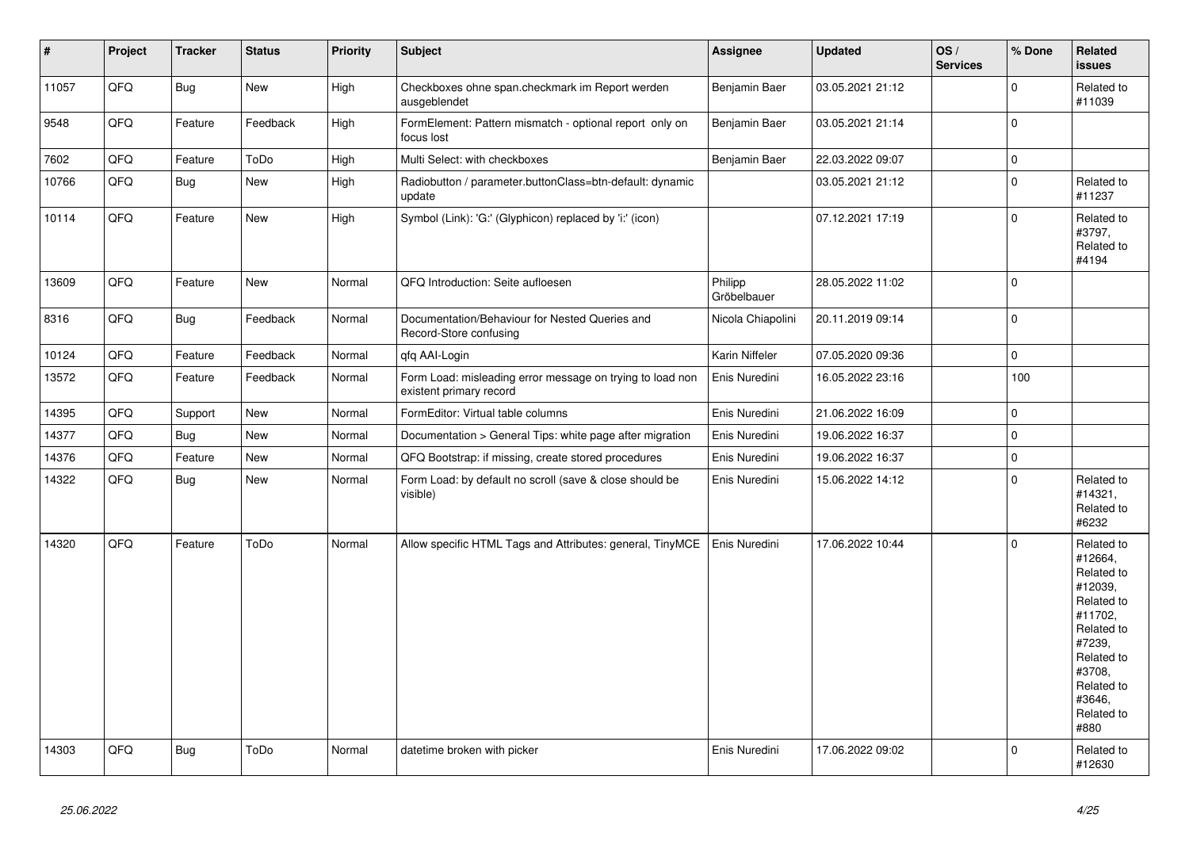| # | Project | Tracker | Status | Priority | Subject | Assignee | Updated | OS / Services | % Done | Related issues |
|---|---|---|---|---|---|---|---|---|---|---|
| 11057 | QFQ | Bug | New | High | Checkboxes ohne span.checkmark im Report werden ausgeblendet | Benjamin Baer | 03.05.2021 21:12 | | 0 | Related to #11039 |
| 9548 | QFQ | Feature | Feedback | High | FormElement: Pattern mismatch - optional report only on focus lost | Benjamin Baer | 03.05.2021 21:14 | | 0 | |
| 7602 | QFQ | Feature | ToDo | High | Multi Select: with checkboxes | Benjamin Baer | 22.03.2022 09:07 | | 0 | |
| 10766 | QFQ | Bug | New | High | Radiobutton / parameter.buttonClass=btn-default: dynamic update | | 03.05.2021 21:12 | | 0 | Related to #11237 |
| 10114 | QFQ | Feature | New | High | Symbol (Link): 'G:' (Glyphicon) replaced by 'i:' (icon) | | 07.12.2021 17:19 | | 0 | Related to #3797, Related to #4194 |
| 13609 | QFQ | Feature | New | Normal | QFQ Introduction: Seite aufloesen | Philipp Gröbelbauer | 28.05.2022 11:02 | | 0 | |
| 8316 | QFQ | Bug | Feedback | Normal | Documentation/Behaviour for Nested Queries and Record-Store confusing | Nicola Chiapolini | 20.11.2019 09:14 | | 0 | |
| 10124 | QFQ | Feature | Feedback | Normal | qfq AAI-Login | Karin Niffeler | 07.05.2020 09:36 | | 0 | |
| 13572 | QFQ | Feature | Feedback | Normal | Form Load: misleading error message on trying to load non existent primary record | Enis Nuredini | 16.05.2022 23:16 | | 100 | |
| 14395 | QFQ | Support | New | Normal | FormEditor: Virtual table columns | Enis Nuredini | 21.06.2022 16:09 | | 0 | |
| 14377 | QFQ | Bug | New | Normal | Documentation > General Tips: white page after migration | Enis Nuredini | 19.06.2022 16:37 | | 0 | |
| 14376 | QFQ | Feature | New | Normal | QFQ Bootstrap: if missing, create stored procedures | Enis Nuredini | 19.06.2022 16:37 | | 0 | |
| 14322 | QFQ | Bug | New | Normal | Form Load: by default no scroll (save & close should be visible) | Enis Nuredini | 15.06.2022 14:12 | | 0 | Related to #14321, Related to #6232 |
| 14320 | QFQ | Feature | ToDo | Normal | Allow specific HTML Tags and Attributes: general, TinyMCE | Enis Nuredini | 17.06.2022 10:44 | | 0 | Related to #12664, Related to #12039, Related to #11702, Related to #7239, Related to #3708, Related to #3646, Related to #880 |
| 14303 | QFQ | Bug | ToDo | Normal | datetime broken with picker | Enis Nuredini | 17.06.2022 09:02 | | 0 | Related to #12630 |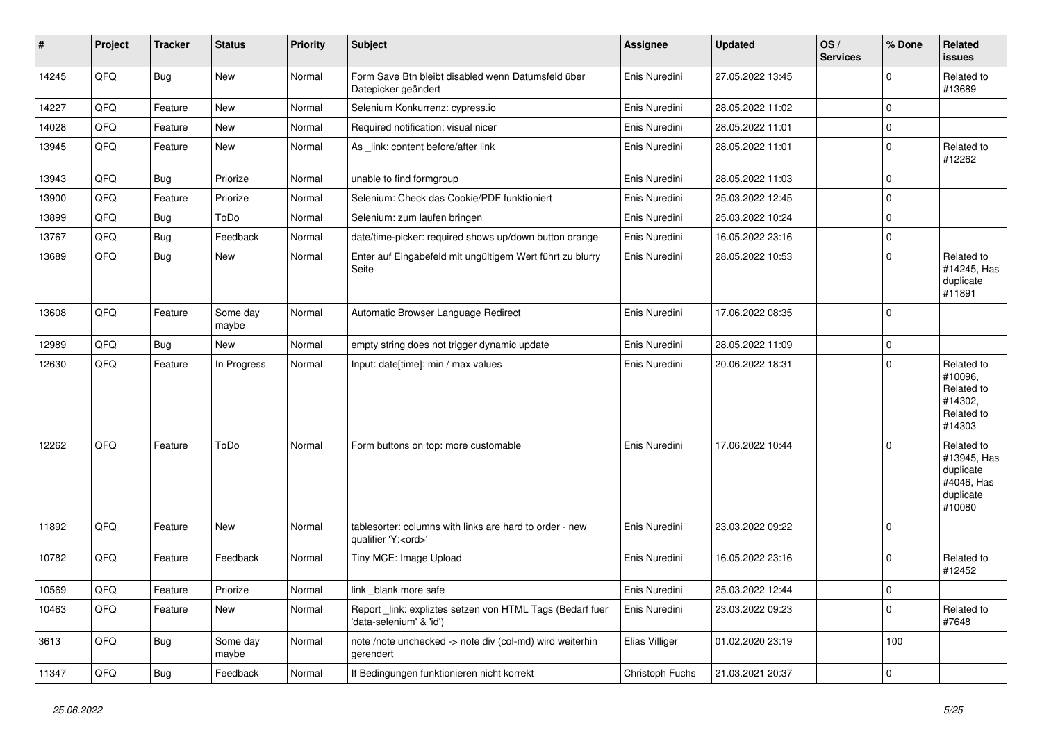| # | Project | Tracker | Status | Priority | Subject | Assignee | Updated | OS / Services | % Done | Related issues |
|---|---|---|---|---|---|---|---|---|---|---|
| 14245 | QFQ | Bug | New | Normal | Form Save Btn bleibt disabled wenn Datumsfeld über Datepicker geändert | Enis Nuredini | 27.05.2022 13:45 | | 0 | Related to #13689 |
| 14227 | QFQ | Feature | New | Normal | Selenium Konkurrenz: cypress.io | Enis Nuredini | 28.05.2022 11:02 | | 0 | |
| 14028 | QFQ | Feature | New | Normal | Required notification: visual nicer | Enis Nuredini | 28.05.2022 11:01 | | 0 | |
| 13945 | QFQ | Feature | New | Normal | As _link: content before/after link | Enis Nuredini | 28.05.2022 11:01 | | 0 | Related to #12262 |
| 13943 | QFQ | Bug | Priorize | Normal | unable to find formgroup | Enis Nuredini | 28.05.2022 11:03 | | 0 | |
| 13900 | QFQ | Feature | Priorize | Normal | Selenium: Check das Cookie/PDF funktioniert | Enis Nuredini | 25.03.2022 12:45 | | 0 | |
| 13899 | QFQ | Bug | ToDo | Normal | Selenium: zum laufen bringen | Enis Nuredini | 25.03.2022 10:24 | | 0 | |
| 13767 | QFQ | Bug | Feedback | Normal | date/time-picker: required shows up/down button orange | Enis Nuredini | 16.05.2022 23:16 | | 0 | |
| 13689 | QFQ | Bug | New | Normal | Enter auf Eingabefeld mit ungültigem Wert führt zu blurry Seite | Enis Nuredini | 28.05.2022 10:53 | | 0 | Related to #14245, Has duplicate #11891 |
| 13608 | QFQ | Feature | Some day maybe | Normal | Automatic Browser Language Redirect | Enis Nuredini | 17.06.2022 08:35 | | 0 | |
| 12989 | QFQ | Bug | New | Normal | empty string does not trigger dynamic update | Enis Nuredini | 28.05.2022 11:09 | | 0 | |
| 12630 | QFQ | Feature | In Progress | Normal | Input: date[time]: min / max values | Enis Nuredini | 20.06.2022 18:31 | | 0 | Related to #10096, Related to #14302, Related to #14303 |
| 12262 | QFQ | Feature | ToDo | Normal | Form buttons on top: more customable | Enis Nuredini | 17.06.2022 10:44 | | 0 | Related to #13945, Has duplicate #4046, Has duplicate #10080 |
| 11892 | QFQ | Feature | New | Normal | tablesorter: columns with links are hard to order - new qualifier 'Y:<ord>' | Enis Nuredini | 23.03.2022 09:22 | | 0 | |
| 10782 | QFQ | Feature | Feedback | Normal | Tiny MCE: Image Upload | Enis Nuredini | 16.05.2022 23:16 | | 0 | Related to #12452 |
| 10569 | QFQ | Feature | Priorize | Normal | link _blank more safe | Enis Nuredini | 25.03.2022 12:44 | | 0 | |
| 10463 | QFQ | Feature | New | Normal | Report _link: expliztes setzen von HTML Tags (Bedarf fuer 'data-selenium' & 'id') | Enis Nuredini | 23.03.2022 09:23 | | 0 | Related to #7648 |
| 3613 | QFQ | Bug | Some day maybe | Normal | note /note unchecked -> note div (col-md) wird weiterhin gerendert | Elias Villiger | 01.02.2020 23:19 | | 100 | |
| 11347 | QFQ | Bug | Feedback | Normal | If Bedingungen funktionieren nicht korrekt | Christoph Fuchs | 21.03.2021 20:37 | | 0 | |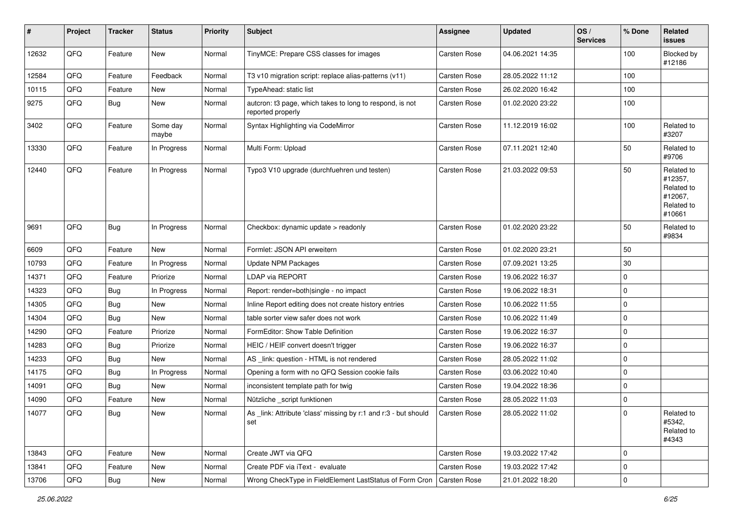| # | Project | Tracker | Status | Priority | Subject | Assignee | Updated | OS / Services | % Done | Related issues |
|---|---|---|---|---|---|---|---|---|---|---|
| 12632 | QFQ | Feature | New | Normal | TinyMCE: Prepare CSS classes for images | Carsten Rose | 04.06.2021 14:35 | | 100 | Blocked by #12186 |
| 12584 | QFQ | Feature | Feedback | Normal | T3 v10 migration script: replace alias-patterns (v11) | Carsten Rose | 28.05.2022 11:12 | | 100 | |
| 10115 | QFQ | Feature | New | Normal | TypeAhead: static list | Carsten Rose | 26.02.2020 16:42 | | 100 | |
| 9275 | QFQ | Bug | New | Normal | autcron: t3 page, which takes to long to respond, is not reported properly | Carsten Rose | 01.02.2020 23:22 | | 100 | |
| 3402 | QFQ | Feature | Some day maybe | Normal | Syntax Highlighting via CodeMirror | Carsten Rose | 11.12.2019 16:02 | | 100 | Related to #3207 |
| 13330 | QFQ | Feature | In Progress | Normal | Multi Form: Upload | Carsten Rose | 07.11.2021 12:40 | | 50 | Related to #9706 |
| 12440 | QFQ | Feature | In Progress | Normal | Typo3 V10 upgrade (durchfuehren und testen) | Carsten Rose | 21.03.2022 09:53 | | 50 | Related to #12357, Related to #12067, Related to #10661 |
| 9691 | QFQ | Bug | In Progress | Normal | Checkbox: dynamic update > readonly | Carsten Rose | 01.02.2020 23:22 | | 50 | Related to #9834 |
| 6609 | QFQ | Feature | New | Normal | Formlet: JSON API erweitern | Carsten Rose | 01.02.2020 23:21 | | 50 | |
| 10793 | QFQ | Feature | In Progress | Normal | Update NPM Packages | Carsten Rose | 07.09.2021 13:25 | | 30 | |
| 14371 | QFQ | Feature | Priorize | Normal | LDAP via REPORT | Carsten Rose | 19.06.2022 16:37 | | 0 | |
| 14323 | QFQ | Bug | In Progress | Normal | Report: render=both\|single - no impact | Carsten Rose | 19.06.2022 18:31 | | 0 | |
| 14305 | QFQ | Bug | New | Normal | Inline Report editing does not create history entries | Carsten Rose | 10.06.2022 11:55 | | 0 | |
| 14304 | QFQ | Bug | New | Normal | table sorter view safer does not work | Carsten Rose | 10.06.2022 11:49 | | 0 | |
| 14290 | QFQ | Feature | Priorize | Normal | FormEditor: Show Table Definition | Carsten Rose | 19.06.2022 16:37 | | 0 | |
| 14283 | QFQ | Bug | Priorize | Normal | HEIC / HEIF convert doesn't trigger | Carsten Rose | 19.06.2022 16:37 | | 0 | |
| 14233 | QFQ | Bug | New | Normal | AS _link: question - HTML is not rendered | Carsten Rose | 28.05.2022 11:02 | | 0 | |
| 14175 | QFQ | Bug | In Progress | Normal | Opening a form with no QFQ Session cookie fails | Carsten Rose | 03.06.2022 10:40 | | 0 | |
| 14091 | QFQ | Bug | New | Normal | inconsistent template path for twig | Carsten Rose | 19.04.2022 18:36 | | 0 | |
| 14090 | QFQ | Feature | New | Normal | Nützliche _script funktionen | Carsten Rose | 28.05.2022 11:03 | | 0 | |
| 14077 | QFQ | Bug | New | Normal | As _link: Attribute 'class' missing by r:1 and r:3 - but should set | Carsten Rose | 28.05.2022 11:02 | | 0 | Related to #5342, Related to #4343 |
| 13843 | QFQ | Feature | New | Normal | Create JWT via QFQ | Carsten Rose | 19.03.2022 17:42 | | 0 | |
| 13841 | QFQ | Feature | New | Normal | Create PDF via iText - evaluate | Carsten Rose | 19.03.2022 17:42 | | 0 | |
| 13706 | QFQ | Bug | New | Normal | Wrong CheckType in FieldElement LastStatus of Form Cron | Carsten Rose | 21.01.2022 18:20 | | 0 | |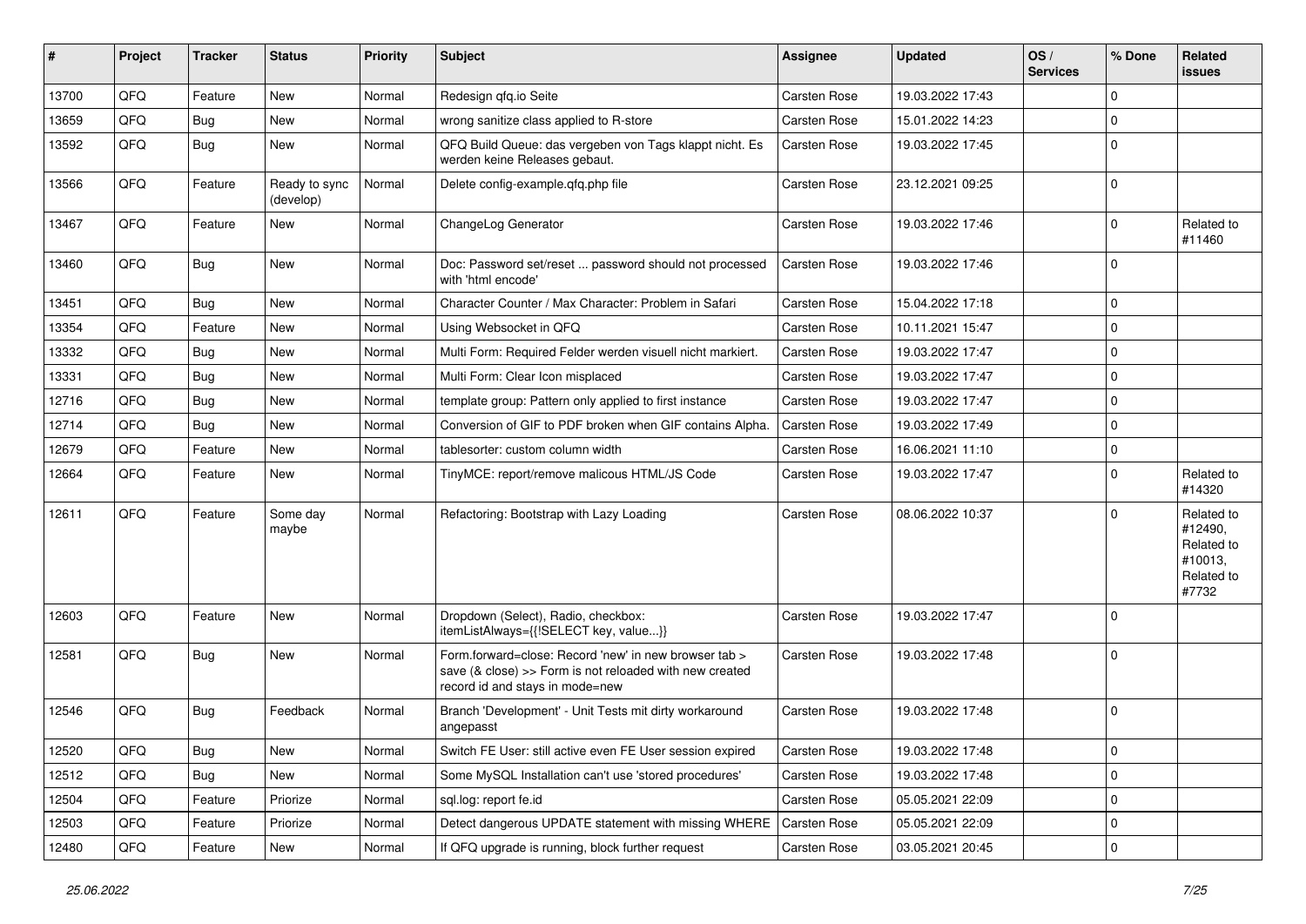| # | Project | Tracker | Status | Priority | Subject | Assignee | Updated | OS / Services | % Done | Related issues |
|---|---|---|---|---|---|---|---|---|---|---|
| 13700 | QFQ | Feature | New | Normal | Redesign qfq.io Seite | Carsten Rose | 19.03.2022 17:43 | | 0 | |
| 13659 | QFQ | Bug | New | Normal | wrong sanitize class applied to R-store | Carsten Rose | 15.01.2022 14:23 | | 0 | |
| 13592 | QFQ | Bug | New | Normal | QFQ Build Queue: das vergeben von Tags klappt nicht. Es werden keine Releases gebaut. | Carsten Rose | 19.03.2022 17:45 | | 0 | |
| 13566 | QFQ | Feature | Ready to sync (develop) | Normal | Delete config-example.qfq.php file | Carsten Rose | 23.12.2021 09:25 | | 0 | |
| 13467 | QFQ | Feature | New | Normal | ChangeLog Generator | Carsten Rose | 19.03.2022 17:46 | | 0 | Related to #11460 |
| 13460 | QFQ | Bug | New | Normal | Doc: Password set/reset ... password should not processed with 'html encode' | Carsten Rose | 19.03.2022 17:46 | | 0 | |
| 13451 | QFQ | Bug | New | Normal | Character Counter / Max Character: Problem in Safari | Carsten Rose | 15.04.2022 17:18 | | 0 | |
| 13354 | QFQ | Feature | New | Normal | Using Websocket in QFQ | Carsten Rose | 10.11.2021 15:47 | | 0 | |
| 13332 | QFQ | Bug | New | Normal | Multi Form: Required Felder werden visuell nicht markiert. | Carsten Rose | 19.03.2022 17:47 | | 0 | |
| 13331 | QFQ | Bug | New | Normal | Multi Form: Clear Icon misplaced | Carsten Rose | 19.03.2022 17:47 | | 0 | |
| 12716 | QFQ | Bug | New | Normal | template group: Pattern only applied to first instance | Carsten Rose | 19.03.2022 17:47 | | 0 | |
| 12714 | QFQ | Bug | New | Normal | Conversion of GIF to PDF broken when GIF contains Alpha. | Carsten Rose | 19.03.2022 17:49 | | 0 | |
| 12679 | QFQ | Feature | New | Normal | tablesorter: custom column width | Carsten Rose | 16.06.2021 11:10 | | 0 | |
| 12664 | QFQ | Feature | New | Normal | TinyMCE: report/remove malicous HTML/JS Code | Carsten Rose | 19.03.2022 17:47 | | 0 | Related to #14320 |
| 12611 | QFQ | Feature | Some day maybe | Normal | Refactoring: Bootstrap with Lazy Loading | Carsten Rose | 08.06.2022 10:37 | | 0 | Related to #12490, Related to #10013, Related to #7732 |
| 12603 | QFQ | Feature | New | Normal | Dropdown (Select), Radio, checkbox: itemListAlways={{!SELECT key, value...}} | Carsten Rose | 19.03.2022 17:47 | | 0 | |
| 12581 | QFQ | Bug | New | Normal | Form.forward=close: Record 'new' in new browser tab > save (& close) >> Form is not reloaded with new created record id and stays in mode=new | Carsten Rose | 19.03.2022 17:48 | | 0 | |
| 12546 | QFQ | Bug | Feedback | Normal | Branch 'Development' - Unit Tests mit dirty workaround angepasst | Carsten Rose | 19.03.2022 17:48 | | 0 | |
| 12520 | QFQ | Bug | New | Normal | Switch FE User: still active even FE User session expired | Carsten Rose | 19.03.2022 17:48 | | 0 | |
| 12512 | QFQ | Bug | New | Normal | Some MySQL Installation can't use 'stored procedures' | Carsten Rose | 19.03.2022 17:48 | | 0 | |
| 12504 | QFQ | Feature | Priorize | Normal | sql.log: report fe.id | Carsten Rose | 05.05.2021 22:09 | | 0 | |
| 12503 | QFQ | Feature | Priorize | Normal | Detect dangerous UPDATE statement with missing WHERE | Carsten Rose | 05.05.2021 22:09 | | 0 | |
| 12480 | QFQ | Feature | New | Normal | If QFQ upgrade is running, block further request | Carsten Rose | 03.05.2021 20:45 | | 0 | |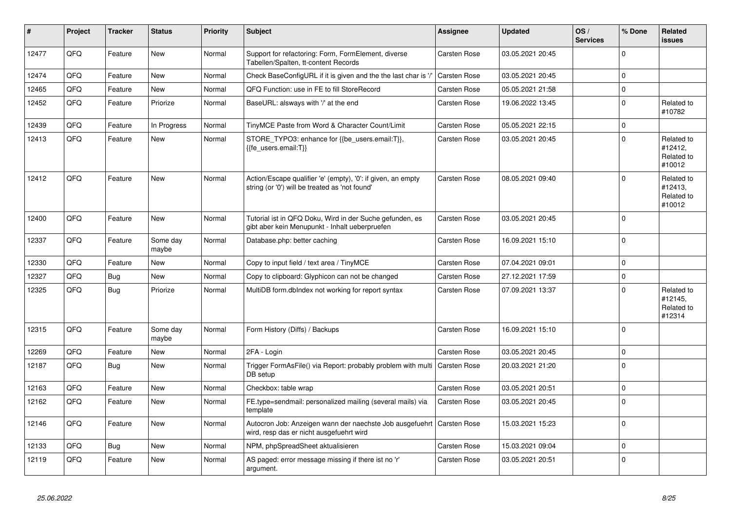| # | Project | Tracker | Status | Priority | Subject | Assignee | Updated | OS / Services | % Done | Related issues |
|---|---|---|---|---|---|---|---|---|---|---|
| 12477 | QFQ | Feature | New | Normal | Support for refactoring: Form, FormElement, diverse Tabellen/Spalten, tt-content Records | Carsten Rose | 03.05.2021 20:45 | | 0 | |
| 12474 | QFQ | Feature | New | Normal | Check BaseConfigURL if it is given and the the last char is '/' | Carsten Rose | 03.05.2021 20:45 | | 0 | |
| 12465 | QFQ | Feature | New | Normal | QFQ Function: use in FE to fill StoreRecord | Carsten Rose | 05.05.2021 21:58 | | 0 | |
| 12452 | QFQ | Feature | Priorize | Normal | BaseURL: alsways with '/' at the end | Carsten Rose | 19.06.2022 13:45 | | 0 | Related to #10782 |
| 12439 | QFQ | Feature | In Progress | Normal | TinyMCE Paste from Word & Character Count/Limit | Carsten Rose | 05.05.2021 22:15 | | 0 | |
| 12413 | QFQ | Feature | New | Normal | STORE_TYPO3: enhance for {{be_users.email:T}}, {{fe_users.email:T}} | Carsten Rose | 03.05.2021 20:45 | | 0 | Related to #12412, Related to #10012 |
| 12412 | QFQ | Feature | New | Normal | Action/Escape qualifier 'e' (empty), '0': if given, an empty string (or '0') will be treated as 'not found' | Carsten Rose | 08.05.2021 09:40 | | 0 | Related to #12413, Related to #10012 |
| 12400 | QFQ | Feature | New | Normal | Tutorial ist in QFQ Doku, Wird in der Suche gefunden, es gibt aber kein Menupunkt - Inhalt ueberpruefen | Carsten Rose | 03.05.2021 20:45 | | 0 | |
| 12337 | QFQ | Feature | Some day maybe | Normal | Database.php: better caching | Carsten Rose | 16.09.2021 15:10 | | 0 | |
| 12330 | QFQ | Feature | New | Normal | Copy to input field / text area / TinyMCE | Carsten Rose | 07.04.2021 09:01 | | 0 | |
| 12327 | QFQ | Bug | New | Normal | Copy to clipboard: Glyphicon can not be changed | Carsten Rose | 27.12.2021 17:59 | | 0 | |
| 12325 | QFQ | Bug | Priorize | Normal | MultiDB form.dbIndex not working for report syntax | Carsten Rose | 07.09.2021 13:37 | | 0 | Related to #12145, Related to #12314 |
| 12315 | QFQ | Feature | Some day maybe | Normal | Form History (Diffs) / Backups | Carsten Rose | 16.09.2021 15:10 | | 0 | |
| 12269 | QFQ | Feature | New | Normal | 2FA - Login | Carsten Rose | 03.05.2021 20:45 | | 0 | |
| 12187 | QFQ | Bug | New | Normal | Trigger FormAsFile() via Report: probably problem with multi DB setup | Carsten Rose | 20.03.2021 21:20 | | 0 | |
| 12163 | QFQ | Feature | New | Normal | Checkbox: table wrap | Carsten Rose | 03.05.2021 20:51 | | 0 | |
| 12162 | QFQ | Feature | New | Normal | FE.type=sendmail: personalized mailing (several mails) via template | Carsten Rose | 03.05.2021 20:45 | | 0 | |
| 12146 | QFQ | Feature | New | Normal | Autocron Job: Anzeigen wann der naechste Job ausgefuehrt wird, resp das er nicht ausgefuehrt wird | Carsten Rose | 15.03.2021 15:23 | | 0 | |
| 12133 | QFQ | Bug | New | Normal | NPM, phpSpreadSheet aktualisieren | Carsten Rose | 15.03.2021 09:04 | | 0 | |
| 12119 | QFQ | Feature | New | Normal | AS paged: error message missing if there ist no 'r' argument. | Carsten Rose | 03.05.2021 20:51 | | 0 | |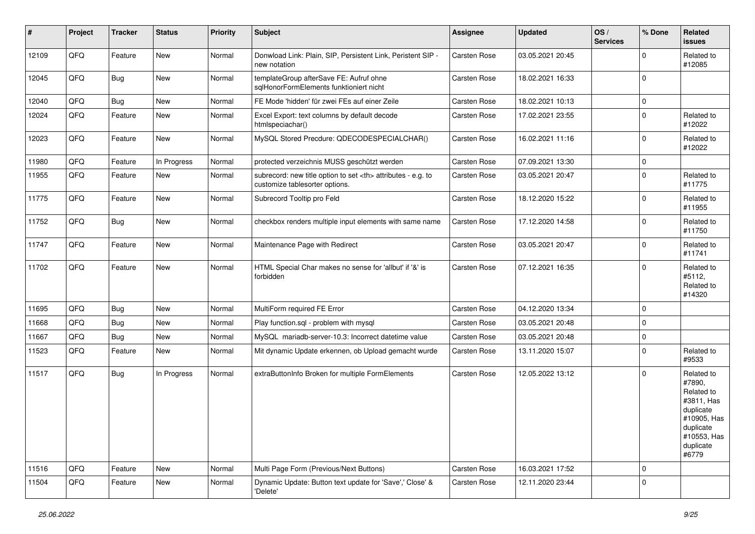| # | Project | Tracker | Status | Priority | Subject | Assignee | Updated | OS / Services | % Done | Related issues |
|---|---|---|---|---|---|---|---|---|---|---|
| 12109 | QFQ | Feature | New | Normal | Donwload Link: Plain, SIP, Persistent Link, Peristent SIP - new notation | Carsten Rose | 03.05.2021 20:45 | | 0 | Related to #12085 |
| 12045 | QFQ | Bug | New | Normal | templateGroup afterSave FE: Aufruf ohne sqlHonorFormElements funktioniert nicht | Carsten Rose | 18.02.2021 16:33 | | 0 | |
| 12040 | QFQ | Bug | New | Normal | FE Mode 'hidden' für zwei FEs auf einer Zeile | Carsten Rose | 18.02.2021 10:13 | | 0 | |
| 12024 | QFQ | Feature | New | Normal | Excel Export: text columns by default decode htmlspeciachar() | Carsten Rose | 17.02.2021 23:55 | | 0 | Related to #12022 |
| 12023 | QFQ | Feature | New | Normal | MySQL Stored Precdure: QDECODESPECIALCHAR() | Carsten Rose | 16.02.2021 11:16 | | 0 | Related to #12022 |
| 11980 | QFQ | Feature | In Progress | Normal | protected verzeichnis MUSS geschützt werden | Carsten Rose | 07.09.2021 13:30 | | 0 | |
| 11955 | QFQ | Feature | New | Normal | subrecord: new title option to set <th> attributes - e.g. to customize tablesorter options. | Carsten Rose | 03.05.2021 20:47 | | 0 | Related to #11775 |
| 11775 | QFQ | Feature | New | Normal | Subrecord Tooltip pro Feld | Carsten Rose | 18.12.2020 15:22 | | 0 | Related to #11955 |
| 11752 | QFQ | Bug | New | Normal | checkbox renders multiple input elements with same name | Carsten Rose | 17.12.2020 14:58 | | 0 | Related to #11750 |
| 11747 | QFQ | Feature | New | Normal | Maintenance Page with Redirect | Carsten Rose | 03.05.2021 20:47 | | 0 | Related to #11741 |
| 11702 | QFQ | Feature | New | Normal | HTML Special Char makes no sense for 'allbut' if '&' is forbidden | Carsten Rose | 07.12.2021 16:35 | | 0 | Related to #5112, Related to #14320 |
| 11695 | QFQ | Bug | New | Normal | MultiForm required FE Error | Carsten Rose | 04.12.2020 13:34 | | 0 | |
| 11668 | QFQ | Bug | New | Normal | Play function.sql - problem with mysql | Carsten Rose | 03.05.2021 20:48 | | 0 | |
| 11667 | QFQ | Bug | New | Normal | MySQL mariadb-server-10.3: Incorrect datetime value | Carsten Rose | 03.05.2021 20:48 | | 0 | |
| 11523 | QFQ | Feature | New | Normal | Mit dynamic Update erkennen, ob Upload gemacht wurde | Carsten Rose | 13.11.2020 15:07 | | 0 | Related to #9533 |
| 11517 | QFQ | Bug | In Progress | Normal | extraButtonInfo Broken for multiple FormElements | Carsten Rose | 12.05.2022 13:12 | | 0 | Related to #7890, Related to #3811, Has duplicate #10905, Has duplicate #10553, Has duplicate #6779 |
| 11516 | QFQ | Feature | New | Normal | Multi Page Form (Previous/Next Buttons) | Carsten Rose | 16.03.2021 17:52 | | 0 | |
| 11504 | QFQ | Feature | New | Normal | Dynamic Update: Button text update for 'Save',' Close' & 'Delete' | Carsten Rose | 12.11.2020 23:44 | | 0 | |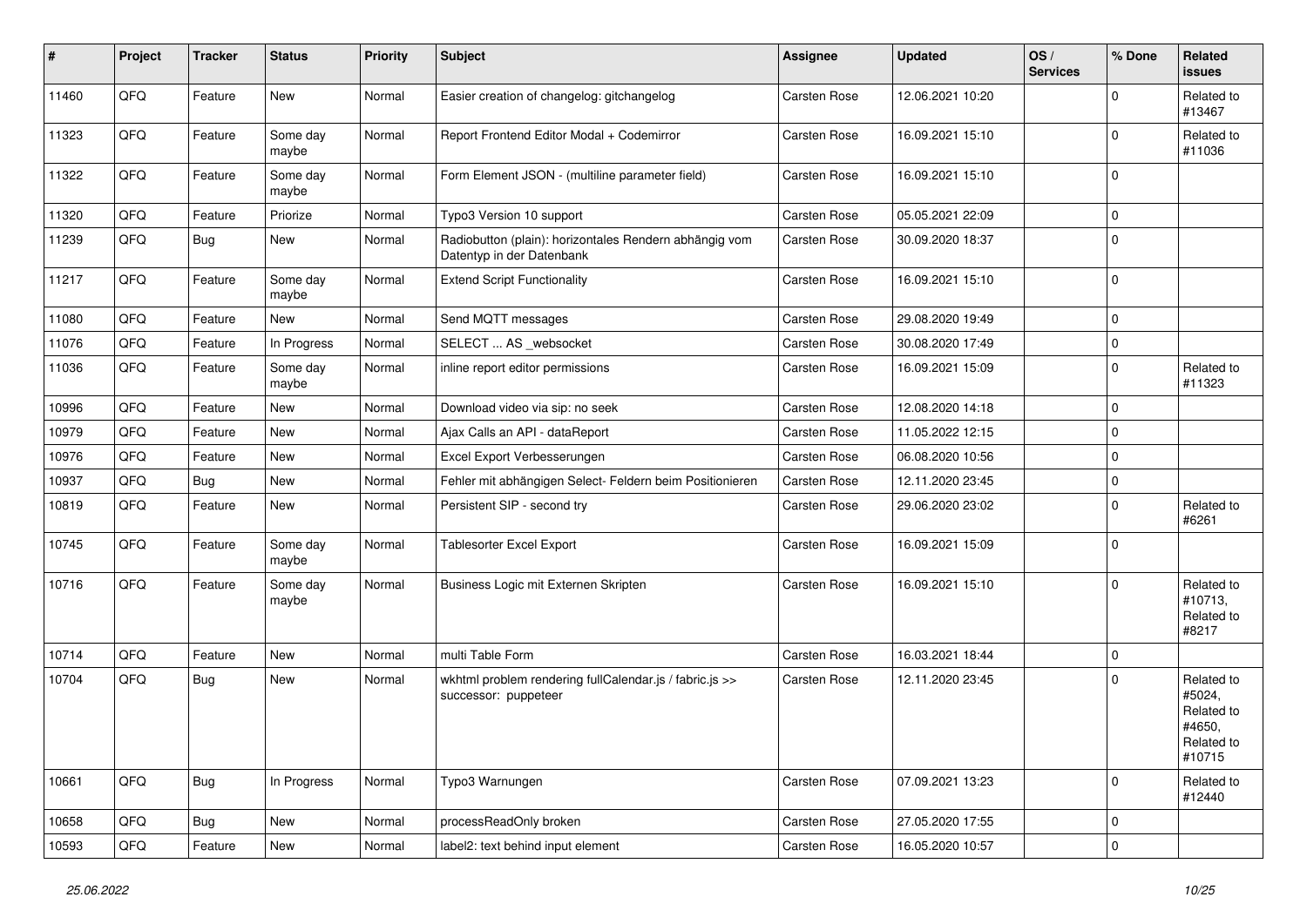| # | Project | Tracker | Status | Priority | Subject | Assignee | Updated | OS / Services | % Done | Related issues |
|---|---|---|---|---|---|---|---|---|---|---|
| 11460 | QFQ | Feature | New | Normal | Easier creation of changelog: gitchangelog | Carsten Rose | 12.06.2021 10:20 | | 0 | Related to #13467 |
| 11323 | QFQ | Feature | Some day maybe | Normal | Report Frontend Editor Modal + Codemirror | Carsten Rose | 16.09.2021 15:10 | | 0 | Related to #11036 |
| 11322 | QFQ | Feature | Some day maybe | Normal | Form Element JSON - (multiline parameter field) | Carsten Rose | 16.09.2021 15:10 | | 0 | |
| 11320 | QFQ | Feature | Priorize | Normal | Typo3 Version 10 support | Carsten Rose | 05.05.2021 22:09 | | 0 | |
| 11239 | QFQ | Bug | New | Normal | Radiobutton (plain): horizontales Rendern abhängig vom Datentyp in der Datenbank | Carsten Rose | 30.09.2020 18:37 | | 0 | |
| 11217 | QFQ | Feature | Some day maybe | Normal | Extend Script Functionality | Carsten Rose | 16.09.2021 15:10 | | 0 | |
| 11080 | QFQ | Feature | New | Normal | Send MQTT messages | Carsten Rose | 29.08.2020 19:49 | | 0 | |
| 11076 | QFQ | Feature | In Progress | Normal | SELECT ... AS _websocket | Carsten Rose | 30.08.2020 17:49 | | 0 | |
| 11036 | QFQ | Feature | Some day maybe | Normal | inline report editor permissions | Carsten Rose | 16.09.2021 15:09 | | 0 | Related to #11323 |
| 10996 | QFQ | Feature | New | Normal | Download video via sip: no seek | Carsten Rose | 12.08.2020 14:18 | | 0 | |
| 10979 | QFQ | Feature | New | Normal | Ajax Calls an API - dataReport | Carsten Rose | 11.05.2022 12:15 | | 0 | |
| 10976 | QFQ | Feature | New | Normal | Excel Export Verbesserungen | Carsten Rose | 06.08.2020 10:56 | | 0 | |
| 10937 | QFQ | Bug | New | Normal | Fehler mit abhängigen Select- Feldern beim Positionieren | Carsten Rose | 12.11.2020 23:45 | | 0 | |
| 10819 | QFQ | Feature | New | Normal | Persistent SIP - second try | Carsten Rose | 29.06.2020 23:02 | | 0 | Related to #6261 |
| 10745 | QFQ | Feature | Some day maybe | Normal | Tablesorter Excel Export | Carsten Rose | 16.09.2021 15:09 | | 0 | |
| 10716 | QFQ | Feature | Some day maybe | Normal | Business Logic mit Externen Skripten | Carsten Rose | 16.09.2021 15:10 | | 0 | Related to #10713, Related to #8217 |
| 10714 | QFQ | Feature | New | Normal | multi Table Form | Carsten Rose | 16.03.2021 18:44 | | 0 | |
| 10704 | QFQ | Bug | New | Normal | wkhtml problem rendering fullCalendar.js / fabric.js >> successor: puppeteer | Carsten Rose | 12.11.2020 23:45 | | 0 | Related to #5024, Related to #4650, Related to #10715 |
| 10661 | QFQ | Bug | In Progress | Normal | Typo3 Warnungen | Carsten Rose | 07.09.2021 13:23 | | 0 | Related to #12440 |
| 10658 | QFQ | Bug | New | Normal | processReadOnly broken | Carsten Rose | 27.05.2020 17:55 | | 0 | |
| 10593 | QFQ | Feature | New | Normal | label2: text behind input element | Carsten Rose | 16.05.2020 10:57 | | 0 | |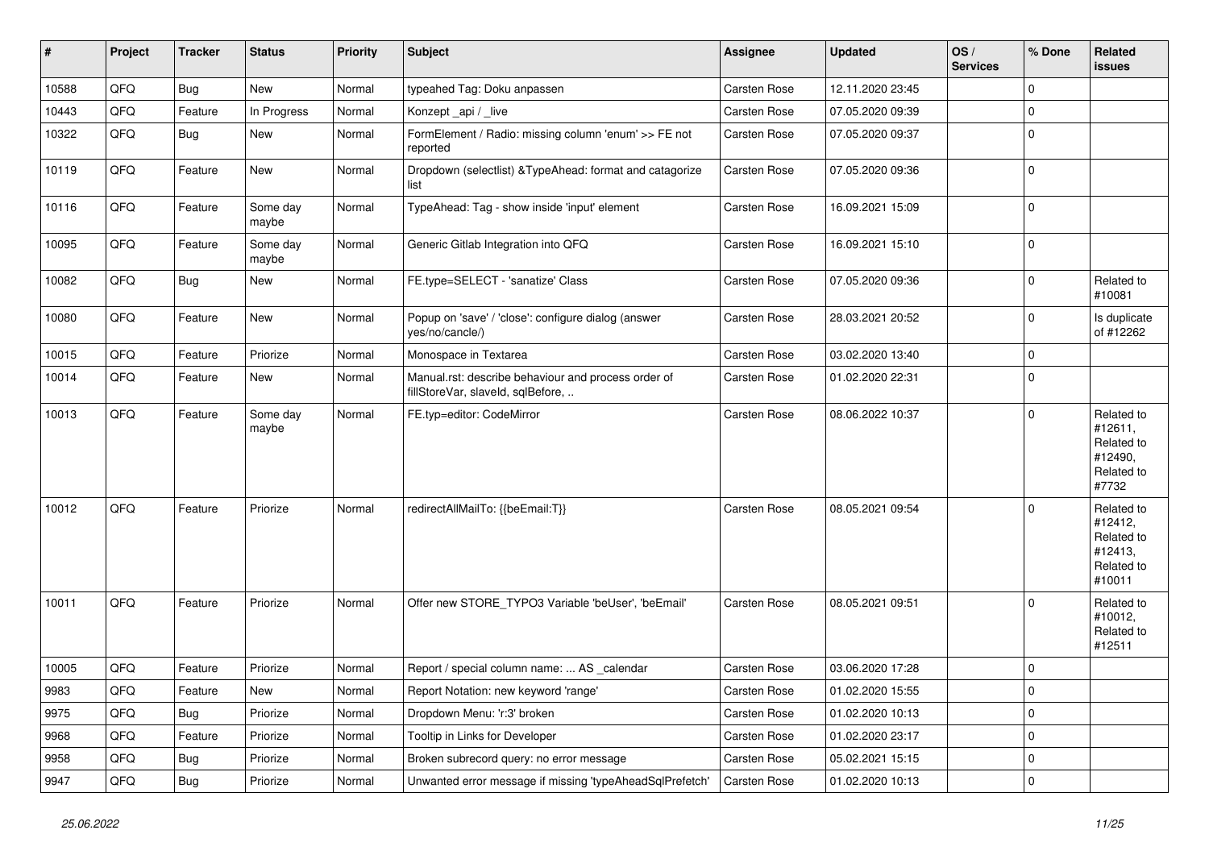| # | Project | Tracker | Status | Priority | Subject | Assignee | Updated | OS / Services | % Done | Related issues |
|---|---|---|---|---|---|---|---|---|---|---|
| 10588 | QFQ | Bug | New | Normal | typeahed Tag: Doku anpassen | Carsten Rose | 12.11.2020 23:45 | | 0 | |
| 10443 | QFQ | Feature | In Progress | Normal | Konzept _api / _live | Carsten Rose | 07.05.2020 09:39 | | 0 | |
| 10322 | QFQ | Bug | New | Normal | FormElement / Radio: missing column 'enum' >> FE not reported | Carsten Rose | 07.05.2020 09:37 | | 0 | |
| 10119 | QFQ | Feature | New | Normal | Dropdown (selectlist) &TypeAhead: format and catagorize list | Carsten Rose | 07.05.2020 09:36 | | 0 | |
| 10116 | QFQ | Feature | Some day maybe | Normal | TypeAhead: Tag - show inside 'input' element | Carsten Rose | 16.09.2021 15:09 | | 0 | |
| 10095 | QFQ | Feature | Some day maybe | Normal | Generic Gitlab Integration into QFQ | Carsten Rose | 16.09.2021 15:10 | | 0 | |
| 10082 | QFQ | Bug | New | Normal | FE.type=SELECT - 'sanatize' Class | Carsten Rose | 07.05.2020 09:36 | | 0 | Related to #10081 |
| 10080 | QFQ | Feature | New | Normal | Popup on 'save' / 'close': configure dialog (answer yes/no/cancle/) | Carsten Rose | 28.03.2021 20:52 | | 0 | Is duplicate of #12262 |
| 10015 | QFQ | Feature | Priorize | Normal | Monospace in Textarea | Carsten Rose | 03.02.2020 13:40 | | 0 | |
| 10014 | QFQ | Feature | New | Normal | Manual.rst: describe behaviour and process order of fillStoreVar, slaveId, sqlBefore, .. | Carsten Rose | 01.02.2020 22:31 | | 0 | |
| 10013 | QFQ | Feature | Some day maybe | Normal | FE.typ=editor: CodeMirror | Carsten Rose | 08.06.2022 10:37 | | 0 | Related to #12611, Related to #12490, Related to #7732 |
| 10012 | QFQ | Feature | Priorize | Normal | redirectAllMailTo: {{beEmail:T}} | Carsten Rose | 08.05.2021 09:54 | | 0 | Related to #12412, Related to #12413, Related to #10011 |
| 10011 | QFQ | Feature | Priorize | Normal | Offer new STORE_TYPO3 Variable 'beUser', 'beEmail' | Carsten Rose | 08.05.2021 09:51 | | 0 | Related to #10012, Related to #12511 |
| 10005 | QFQ | Feature | Priorize | Normal | Report / special column name: ... AS _calendar | Carsten Rose | 03.06.2020 17:28 | | 0 | |
| 9983 | QFQ | Feature | New | Normal | Report Notation: new keyword 'range' | Carsten Rose | 01.02.2020 15:55 | | 0 | |
| 9975 | QFQ | Bug | Priorize | Normal | Dropdown Menu: 'r:3' broken | Carsten Rose | 01.02.2020 10:13 | | 0 | |
| 9968 | QFQ | Feature | Priorize | Normal | Tooltip in Links for Developer | Carsten Rose | 01.02.2020 23:17 | | 0 | |
| 9958 | QFQ | Bug | Priorize | Normal | Broken subrecord query: no error message | Carsten Rose | 05.02.2021 15:15 | | 0 | |
| 9947 | QFQ | Bug | Priorize | Normal | Unwanted error message if missing 'typeAheadSqlPrefetch' | Carsten Rose | 01.02.2020 10:13 | | 0 | |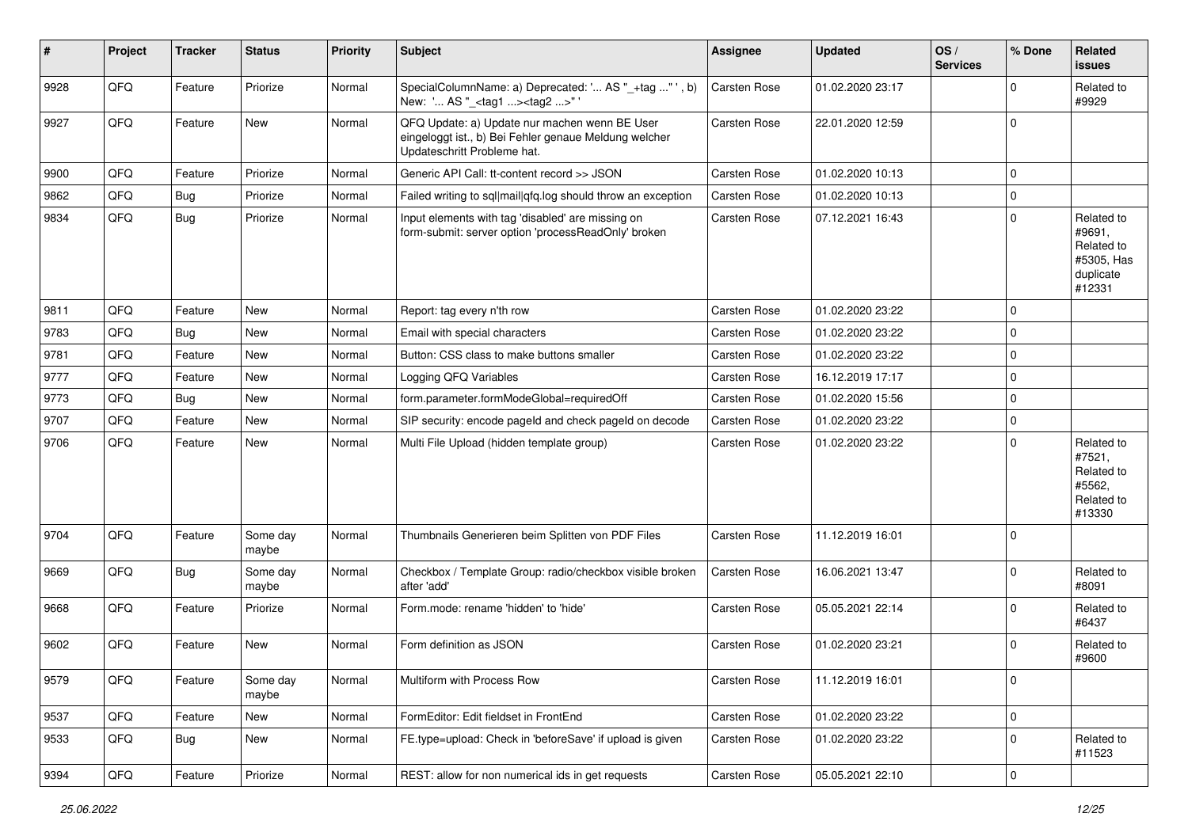| # | Project | Tracker | Status | Priority | Subject | Assignee | Updated | OS / Services | % Done | Related issues |
|---|---|---|---|---|---|---|---|---|---|---|
| 9928 | QFQ | Feature | Priorize | Normal | SpecialColumnName: a) Deprecated: '... AS "_+tag ..." ', b) New: '... AS "_<tag1 ...><tag2 ...>" ' | Carsten Rose | 01.02.2020 23:17 | | 0 | Related to #9929 |
| 9927 | QFQ | Feature | New | Normal | QFQ Update: a) Update nur machen wenn BE User eingeloggt ist., b) Bei Fehler genaue Meldung welcher Updateschritt Probleme hat. | Carsten Rose | 22.01.2020 12:59 | | 0 | |
| 9900 | QFQ | Feature | Priorize | Normal | Generic API Call: tt-content record >> JSON | Carsten Rose | 01.02.2020 10:13 | | 0 | |
| 9862 | QFQ | Bug | Priorize | Normal | Failed writing to sql\|mail\|qfq.log should throw an exception | Carsten Rose | 01.02.2020 10:13 | | 0 | |
| 9834 | QFQ | Bug | Priorize | Normal | Input elements with tag 'disabled' are missing on form-submit: server option 'processReadOnly' broken | Carsten Rose | 07.12.2021 16:43 | | 0 | Related to #9691, Related to #5305, Has duplicate #12331 |
| 9811 | QFQ | Feature | New | Normal | Report: tag every n'th row | Carsten Rose | 01.02.2020 23:22 | | 0 | |
| 9783 | QFQ | Bug | New | Normal | Email with special characters | Carsten Rose | 01.02.2020 23:22 | | 0 | |
| 9781 | QFQ | Feature | New | Normal | Button: CSS class to make buttons smaller | Carsten Rose | 01.02.2020 23:22 | | 0 | |
| 9777 | QFQ | Feature | New | Normal | Logging QFQ Variables | Carsten Rose | 16.12.2019 17:17 | | 0 | |
| 9773 | QFQ | Bug | New | Normal | form.parameter.formModeGlobal=requiredOff | Carsten Rose | 01.02.2020 15:56 | | 0 | |
| 9707 | QFQ | Feature | New | Normal | SIP security: encode pageId and check pageId on decode | Carsten Rose | 01.02.2020 23:22 | | 0 | |
| 9706 | QFQ | Feature | New | Normal | Multi File Upload (hidden template group) | Carsten Rose | 01.02.2020 23:22 | | 0 | Related to #7521, Related to #5562, Related to #13330 |
| 9704 | QFQ | Feature | Some day maybe | Normal | Thumbnails Generieren beim Splitten von PDF Files | Carsten Rose | 11.12.2019 16:01 | | 0 | |
| 9669 | QFQ | Bug | Some day maybe | Normal | Checkbox / Template Group: radio/checkbox visible broken after 'add' | Carsten Rose | 16.06.2021 13:47 | | 0 | Related to #8091 |
| 9668 | QFQ | Feature | Priorize | Normal | Form.mode: rename 'hidden' to 'hide' | Carsten Rose | 05.05.2021 22:14 | | 0 | Related to #6437 |
| 9602 | QFQ | Feature | New | Normal | Form definition as JSON | Carsten Rose | 01.02.2020 23:21 | | 0 | Related to #9600 |
| 9579 | QFQ | Feature | Some day maybe | Normal | Multiform with Process Row | Carsten Rose | 11.12.2019 16:01 | | 0 | |
| 9537 | QFQ | Feature | New | Normal | FormEditor: Edit fieldset in FrontEnd | Carsten Rose | 01.02.2020 23:22 | | 0 | |
| 9533 | QFQ | Bug | New | Normal | FE.type=upload: Check in 'beforeSave' if upload is given | Carsten Rose | 01.02.2020 23:22 | | 0 | Related to #11523 |
| 9394 | QFQ | Feature | Priorize | Normal | REST: allow for non numerical ids in get requests | Carsten Rose | 05.05.2021 22:10 | | 0 | |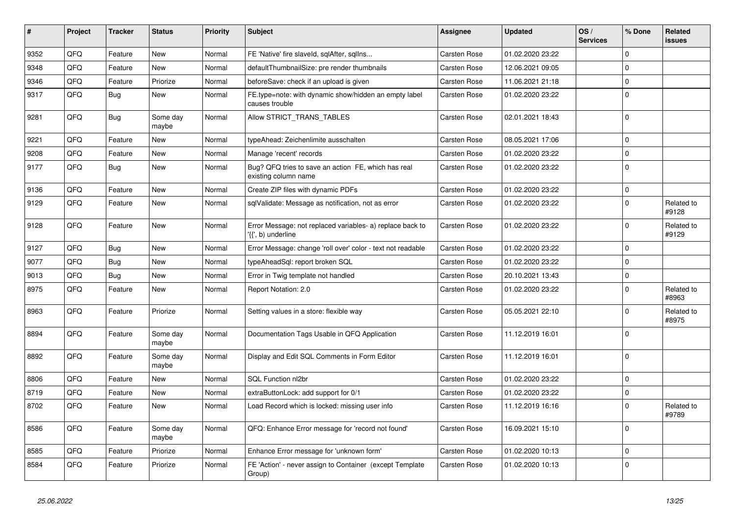| # | Project | Tracker | Status | Priority | Subject | Assignee | Updated | OS / Services | % Done | Related issues |
|---|---|---|---|---|---|---|---|---|---|---|
| 9352 | QFQ | Feature | New | Normal | FE 'Native' fire slaveId, sqlAfter, sqlIns... | Carsten Rose | 01.02.2020 23:22 | | 0 | |
| 9348 | QFQ | Feature | New | Normal | defaultThumbnailSize: pre render thumbnails | Carsten Rose | 12.06.2021 09:05 | | 0 | |
| 9346 | QFQ | Feature | Priorize | Normal | beforeSave: check if an upload is given | Carsten Rose | 11.06.2021 21:18 | | 0 | |
| 9317 | QFQ | Bug | New | Normal | FE.type=note: with dynamic show/hidden an empty label causes trouble | Carsten Rose | 01.02.2020 23:22 | | 0 | |
| 9281 | QFQ | Bug | Some day maybe | Normal | Allow STRICT_TRANS_TABLES | Carsten Rose | 02.01.2021 18:43 | | 0 | |
| 9221 | QFQ | Feature | New | Normal | typeAhead: Zeichenlimite ausschalten | Carsten Rose | 08.05.2021 17:06 | | 0 | |
| 9208 | QFQ | Feature | New | Normal | Manage 'recent' records | Carsten Rose | 01.02.2020 23:22 | | 0 | |
| 9177 | QFQ | Bug | New | Normal | Bug? QFQ tries to save an action FE, which has real existing column name | Carsten Rose | 01.02.2020 23:22 | | 0 | |
| 9136 | QFQ | Feature | New | Normal | Create ZIP files with dynamic PDFs | Carsten Rose | 01.02.2020 23:22 | | 0 | |
| 9129 | QFQ | Feature | New | Normal | sqlValidate: Message as notification, not as error | Carsten Rose | 01.02.2020 23:22 | | 0 | Related to #9128 |
| 9128 | QFQ | Feature | New | Normal | Error Message: not replaced variables- a) replace back to '{{', b) underline | Carsten Rose | 01.02.2020 23:22 | | 0 | Related to #9129 |
| 9127 | QFQ | Bug | New | Normal | Error Message: change 'roll over' color - text not readable | Carsten Rose | 01.02.2020 23:22 | | 0 | |
| 9077 | QFQ | Bug | New | Normal | typeAheadSql: report broken SQL | Carsten Rose | 01.02.2020 23:22 | | 0 | |
| 9013 | QFQ | Bug | New | Normal | Error in Twig template not handled | Carsten Rose | 20.10.2021 13:43 | | 0 | |
| 8975 | QFQ | Feature | New | Normal | Report Notation: 2.0 | Carsten Rose | 01.02.2020 23:22 | | 0 | Related to #8963 |
| 8963 | QFQ | Feature | Priorize | Normal | Setting values in a store: flexible way | Carsten Rose | 05.05.2021 22:10 | | 0 | Related to #8975 |
| 8894 | QFQ | Feature | Some day maybe | Normal | Documentation Tags Usable in QFQ Application | Carsten Rose | 11.12.2019 16:01 | | 0 | |
| 8892 | QFQ | Feature | Some day maybe | Normal | Display and Edit SQL Comments in Form Editor | Carsten Rose | 11.12.2019 16:01 | | 0 | |
| 8806 | QFQ | Feature | New | Normal | SQL Function nl2br | Carsten Rose | 01.02.2020 23:22 | | 0 | |
| 8719 | QFQ | Feature | New | Normal | extraButtonLock: add support for 0/1 | Carsten Rose | 01.02.2020 23:22 | | 0 | |
| 8702 | QFQ | Feature | New | Normal | Load Record which is locked: missing user info | Carsten Rose | 11.12.2019 16:16 | | 0 | Related to #9789 |
| 8586 | QFQ | Feature | Some day maybe | Normal | QFQ: Enhance Error message for 'record not found' | Carsten Rose | 16.09.2021 15:10 | | 0 | |
| 8585 | QFQ | Feature | Priorize | Normal | Enhance Error message for 'unknown form' | Carsten Rose | 01.02.2020 10:13 | | 0 | |
| 8584 | QFQ | Feature | Priorize | Normal | FE 'Action' - never assign to Container (except Template Group) | Carsten Rose | 01.02.2020 10:13 | | 0 | |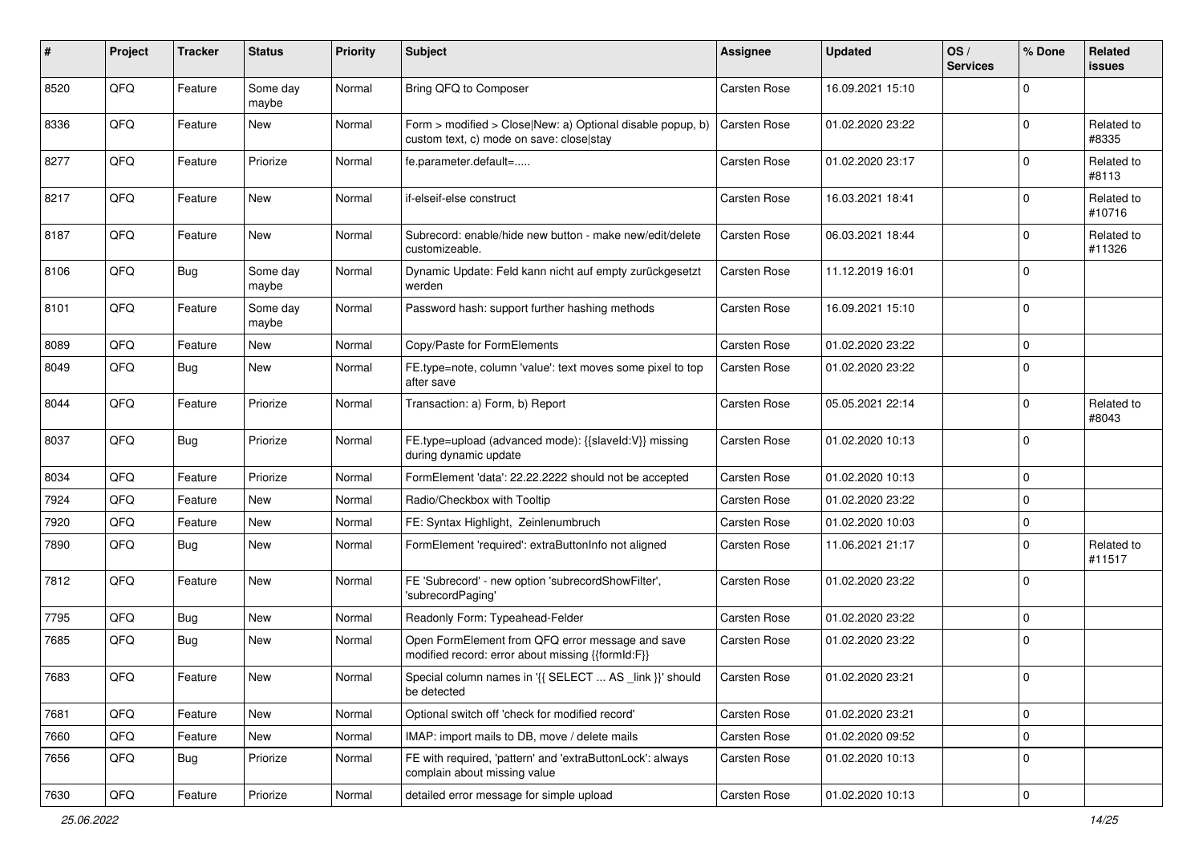| # | Project | Tracker | Status | Priority | Subject | Assignee | Updated | OS / Services | % Done | Related issues |
|---|---|---|---|---|---|---|---|---|---|---|
| 8520 | QFQ | Feature | Some day maybe | Normal | Bring QFQ to Composer | Carsten Rose | 16.09.2021 15:10 | | 0 | |
| 8336 | QFQ | Feature | New | Normal | Form > modified > Close\|New: a) Optional disable popup, b) custom text, c) mode on save: close\|stay | Carsten Rose | 01.02.2020 23:22 | | 0 | Related to #8335 |
| 8277 | QFQ | Feature | Priorize | Normal | fe.parameter.default=..... | Carsten Rose | 01.02.2020 23:17 | | 0 | Related to #8113 |
| 8217 | QFQ | Feature | New | Normal | if-elseif-else construct | Carsten Rose | 16.03.2021 18:41 | | 0 | Related to #10716 |
| 8187 | QFQ | Feature | New | Normal | Subrecord: enable/hide new button - make new/edit/delete customizeable. | Carsten Rose | 06.03.2021 18:44 | | 0 | Related to #11326 |
| 8106 | QFQ | Bug | Some day maybe | Normal | Dynamic Update: Feld kann nicht auf empty zurückgesetzt werden | Carsten Rose | 11.12.2019 16:01 | | 0 | |
| 8101 | QFQ | Feature | Some day maybe | Normal | Password hash: support further hashing methods | Carsten Rose | 16.09.2021 15:10 | | 0 | |
| 8089 | QFQ | Feature | New | Normal | Copy/Paste for FormElements | Carsten Rose | 01.02.2020 23:22 | | 0 | |
| 8049 | QFQ | Bug | New | Normal | FE.type=note, column 'value': text moves some pixel to top after save | Carsten Rose | 01.02.2020 23:22 | | 0 | |
| 8044 | QFQ | Feature | Priorize | Normal | Transaction: a) Form, b) Report | Carsten Rose | 05.05.2021 22:14 | | 0 | Related to #8043 |
| 8037 | QFQ | Bug | Priorize | Normal | FE.type=upload (advanced mode): {{slaveId:V}} missing during dynamic update | Carsten Rose | 01.02.2020 10:13 | | 0 | |
| 8034 | QFQ | Feature | Priorize | Normal | FormElement 'data': 22.22.2222 should not be accepted | Carsten Rose | 01.02.2020 10:13 | | 0 | |
| 7924 | QFQ | Feature | New | Normal | Radio/Checkbox with Tooltip | Carsten Rose | 01.02.2020 23:22 | | 0 | |
| 7920 | QFQ | Feature | New | Normal | FE: Syntax Highlight, Zeinlenumbruch | Carsten Rose | 01.02.2020 10:03 | | 0 | |
| 7890 | QFQ | Bug | New | Normal | FormElement 'required': extraButtonInfo not aligned | Carsten Rose | 11.06.2021 21:17 | | 0 | Related to #11517 |
| 7812 | QFQ | Feature | New | Normal | FE 'Subrecord' - new option 'subrecordShowFilter', 'subrecordPaging' | Carsten Rose | 01.02.2020 23:22 | | 0 | |
| 7795 | QFQ | Bug | New | Normal | Readonly Form: Typeahead-Felder | Carsten Rose | 01.02.2020 23:22 | | 0 | |
| 7685 | QFQ | Bug | New | Normal | Open FormElement from QFQ error message and save modified record: error about missing {{formId:F}} | Carsten Rose | 01.02.2020 23:22 | | 0 | |
| 7683 | QFQ | Feature | New | Normal | Special column names in '{{ SELECT ... AS _link }}' should be detected | Carsten Rose | 01.02.2020 23:21 | | 0 | |
| 7681 | QFQ | Feature | New | Normal | Optional switch off 'check for modified record' | Carsten Rose | 01.02.2020 23:21 | | 0 | |
| 7660 | QFQ | Feature | New | Normal | IMAP: import mails to DB, move / delete mails | Carsten Rose | 01.02.2020 09:52 | | 0 | |
| 7656 | QFQ | Bug | Priorize | Normal | FE with required, 'pattern' and 'extraButtonLock': always complain about missing value | Carsten Rose | 01.02.2020 10:13 | | 0 | |
| 7630 | QFQ | Feature | Priorize | Normal | detailed error message for simple upload | Carsten Rose | 01.02.2020 10:13 | | 0 | |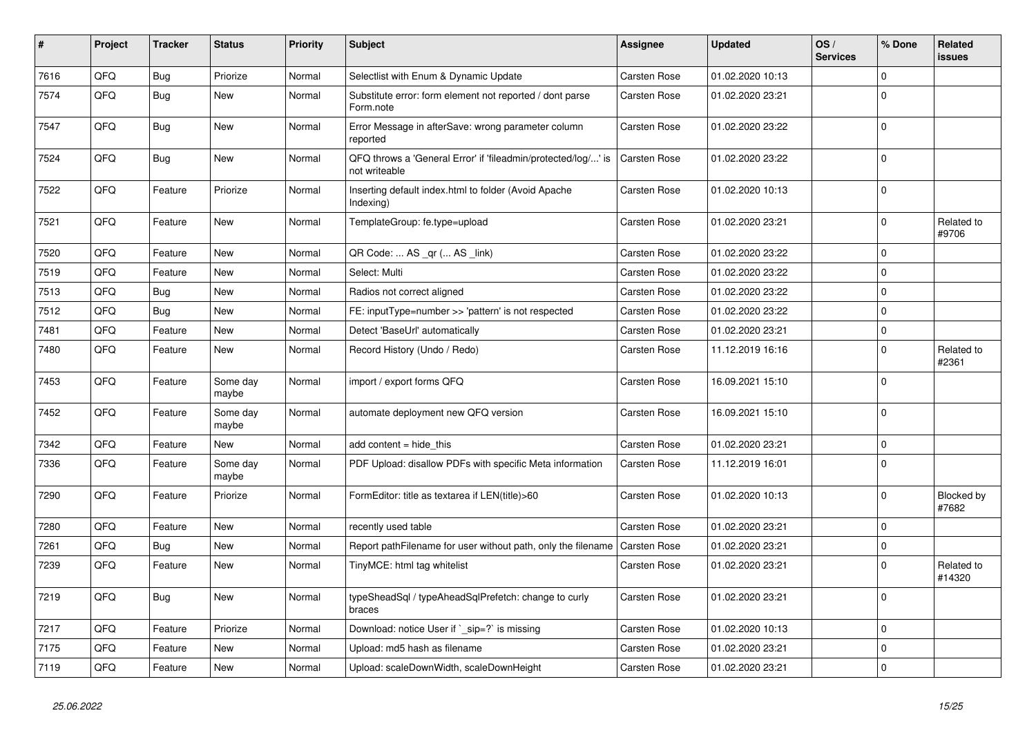| # | Project | Tracker | Status | Priority | Subject | Assignee | Updated | OS / Services | % Done | Related issues |
|---|---|---|---|---|---|---|---|---|---|---|
| 7616 | QFQ | Bug | Priorize | Normal | Selectlist with Enum & Dynamic Update | Carsten Rose | 01.02.2020 10:13 | | 0 | |
| 7574 | QFQ | Bug | New | Normal | Substitute error: form element not reported / dont parse Form.note | Carsten Rose | 01.02.2020 23:21 | | 0 | |
| 7547 | QFQ | Bug | New | Normal | Error Message in afterSave: wrong parameter column reported | Carsten Rose | 01.02.2020 23:22 | | 0 | |
| 7524 | QFQ | Bug | New | Normal | QFQ throws a 'General Error' if 'fileadmin/protected/log/...' is not writeable | Carsten Rose | 01.02.2020 23:22 | | 0 | |
| 7522 | QFQ | Feature | Priorize | Normal | Inserting default index.html to folder (Avoid Apache Indexing) | Carsten Rose | 01.02.2020 10:13 | | 0 | |
| 7521 | QFQ | Feature | New | Normal | TemplateGroup: fe.type=upload | Carsten Rose | 01.02.2020 23:21 | | 0 | Related to #9706 |
| 7520 | QFQ | Feature | New | Normal | QR Code: ... AS _qr ( ... AS _link) | Carsten Rose | 01.02.2020 23:22 | | 0 | |
| 7519 | QFQ | Feature | New | Normal | Select: Multi | Carsten Rose | 01.02.2020 23:22 | | 0 | |
| 7513 | QFQ | Bug | New | Normal | Radios not correct aligned | Carsten Rose | 01.02.2020 23:22 | | 0 | |
| 7512 | QFQ | Bug | New | Normal | FE: inputType=number >> 'pattern' is not respected | Carsten Rose | 01.02.2020 23:22 | | 0 | |
| 7481 | QFQ | Feature | New | Normal | Detect 'BaseUrl' automatically | Carsten Rose | 01.02.2020 23:21 | | 0 | |
| 7480 | QFQ | Feature | New | Normal | Record History (Undo / Redo) | Carsten Rose | 11.12.2019 16:16 | | 0 | Related to #2361 |
| 7453 | QFQ | Feature | Some day maybe | Normal | import / export forms QFQ | Carsten Rose | 16.09.2021 15:10 | | 0 | |
| 7452 | QFQ | Feature | Some day maybe | Normal | automate deployment new QFQ version | Carsten Rose | 16.09.2021 15:10 | | 0 | |
| 7342 | QFQ | Feature | New | Normal | add content = hide_this | Carsten Rose | 01.02.2020 23:21 | | 0 | |
| 7336 | QFQ | Feature | Some day maybe | Normal | PDF Upload: disallow PDFs with specific Meta information | Carsten Rose | 11.12.2019 16:01 | | 0 | |
| 7290 | QFQ | Feature | Priorize | Normal | FormEditor: title as textarea if LEN(title)>60 | Carsten Rose | 01.02.2020 10:13 | | 0 | Blocked by #7682 |
| 7280 | QFQ | Feature | New | Normal | recently used table | Carsten Rose | 01.02.2020 23:21 | | 0 | |
| 7261 | QFQ | Bug | New | Normal | Report pathFilename for user without path, only the filename | Carsten Rose | 01.02.2020 23:21 | | 0 | |
| 7239 | QFQ | Feature | New | Normal | TinyMCE: html tag whitelist | Carsten Rose | 01.02.2020 23:21 | | 0 | Related to #14320 |
| 7219 | QFQ | Bug | New | Normal | typeSheadSql / typeAheadSqlPrefetch: change to curly braces | Carsten Rose | 01.02.2020 23:21 | | 0 | |
| 7217 | QFQ | Feature | Priorize | Normal | Download: notice User if `_sip=?` is missing | Carsten Rose | 01.02.2020 10:13 | | 0 | |
| 7175 | QFQ | Feature | New | Normal | Upload: md5 hash as filename | Carsten Rose | 01.02.2020 23:21 | | 0 | |
| 7119 | QFQ | Feature | New | Normal | Upload: scaleDownWidth, scaleDownHeight | Carsten Rose | 01.02.2020 23:21 | | 0 | |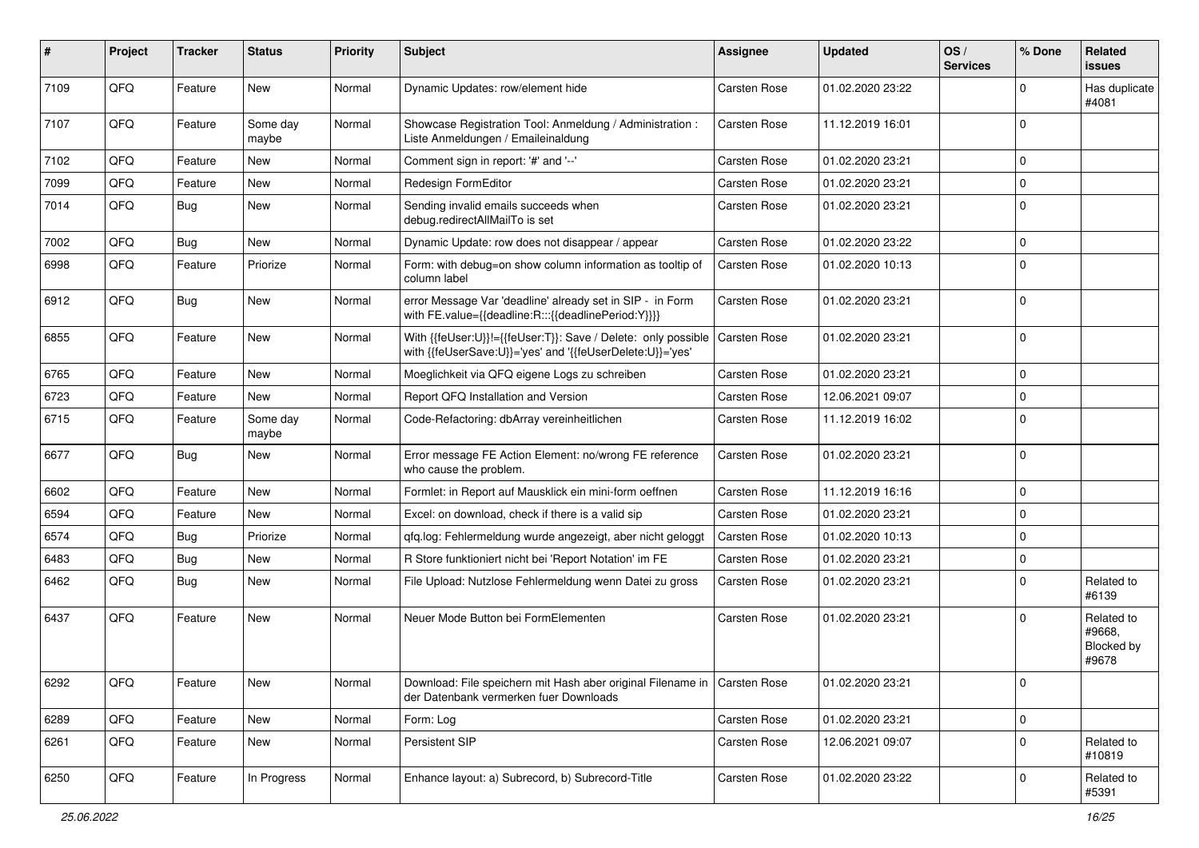| # | Project | Tracker | Status | Priority | Subject | Assignee | Updated | OS / Services | % Done | Related issues |
|---|---|---|---|---|---|---|---|---|---|---|
| 7109 | QFQ | Feature | New | Normal | Dynamic Updates: row/element hide | Carsten Rose | 01.02.2020 23:22 | | 0 | Has duplicate #4081 |
| 7107 | QFQ | Feature | Some day maybe | Normal | Showcase Registration Tool: Anmeldung / Administration : Liste Anmeldungen / Emaileinaldung | Carsten Rose | 11.12.2019 16:01 | | 0 | |
| 7102 | QFQ | Feature | New | Normal | Comment sign in report: '#' and '--' | Carsten Rose | 01.02.2020 23:21 | | 0 | |
| 7099 | QFQ | Feature | New | Normal | Redesign FormEditor | Carsten Rose | 01.02.2020 23:21 | | 0 | |
| 7014 | QFQ | Bug | New | Normal | Sending invalid emails succeeds when debug.redirectAllMailTo is set | Carsten Rose | 01.02.2020 23:21 | | 0 | |
| 7002 | QFQ | Bug | New | Normal | Dynamic Update: row does not disappear / appear | Carsten Rose | 01.02.2020 23:22 | | 0 | |
| 6998 | QFQ | Feature | Priorize | Normal | Form: with debug=on show column information as tooltip of column label | Carsten Rose | 01.02.2020 10:13 | | 0 | |
| 6912 | QFQ | Bug | New | Normal | error Message Var 'deadline' already set in SIP - in Form with FE.value={{deadline:R:::{{deadlinePeriod:Y}}}} | Carsten Rose | 01.02.2020 23:21 | | 0 | |
| 6855 | QFQ | Feature | New | Normal | With {{feUser:U}}!={{feUser:T}}: Save / Delete: only possible with {{feUserSave:U}}='yes' and '{{feUserDelete:U}}='yes' | Carsten Rose | 01.02.2020 23:21 | | 0 | |
| 6765 | QFQ | Feature | New | Normal | Moeglichkeit via QFQ eigene Logs zu schreiben | Carsten Rose | 01.02.2020 23:21 | | 0 | |
| 6723 | QFQ | Feature | New | Normal | Report QFQ Installation and Version | Carsten Rose | 12.06.2021 09:07 | | 0 | |
| 6715 | QFQ | Feature | Some day maybe | Normal | Code-Refactoring: dbArray vereinheitlichen | Carsten Rose | 11.12.2019 16:02 | | 0 | |
| 6677 | QFQ | Bug | New | Normal | Error message FE Action Element: no/wrong FE reference who cause the problem. | Carsten Rose | 01.02.2020 23:21 | | 0 | |
| 6602 | QFQ | Feature | New | Normal | Formlet: in Report auf Mausklick ein mini-form oeffnen | Carsten Rose | 11.12.2019 16:16 | | 0 | |
| 6594 | QFQ | Feature | New | Normal | Excel: on download, check if there is a valid sip | Carsten Rose | 01.02.2020 23:21 | | 0 | |
| 6574 | QFQ | Bug | Priorize | Normal | qfq.log: Fehlermeldung wurde angezeigt, aber nicht geloggt | Carsten Rose | 01.02.2020 10:13 | | 0 | |
| 6483 | QFQ | Bug | New | Normal | R Store funktioniert nicht bei 'Report Notation' im FE | Carsten Rose | 01.02.2020 23:21 | | 0 | |
| 6462 | QFQ | Bug | New | Normal | File Upload: Nutzlose Fehlermeldung wenn Datei zu gross | Carsten Rose | 01.02.2020 23:21 | | 0 | Related to #6139 |
| 6437 | QFQ | Feature | New | Normal | Neuer Mode Button bei FormElementen | Carsten Rose | 01.02.2020 23:21 | | 0 | Related to #9668, Blocked by #9678 |
| 6292 | QFQ | Feature | New | Normal | Download: File speichern mit Hash aber original Filename in der Datenbank vermerken fuer Downloads | Carsten Rose | 01.02.2020 23:21 | | 0 | |
| 6289 | QFQ | Feature | New | Normal | Form: Log | Carsten Rose | 01.02.2020 23:21 | | 0 | |
| 6261 | QFQ | Feature | New | Normal | Persistent SIP | Carsten Rose | 12.06.2021 09:07 | | 0 | Related to #10819 |
| 6250 | QFQ | Feature | In Progress | Normal | Enhance layout: a) Subrecord, b) Subrecord-Title | Carsten Rose | 01.02.2020 23:22 | | 0 | Related to #5391 |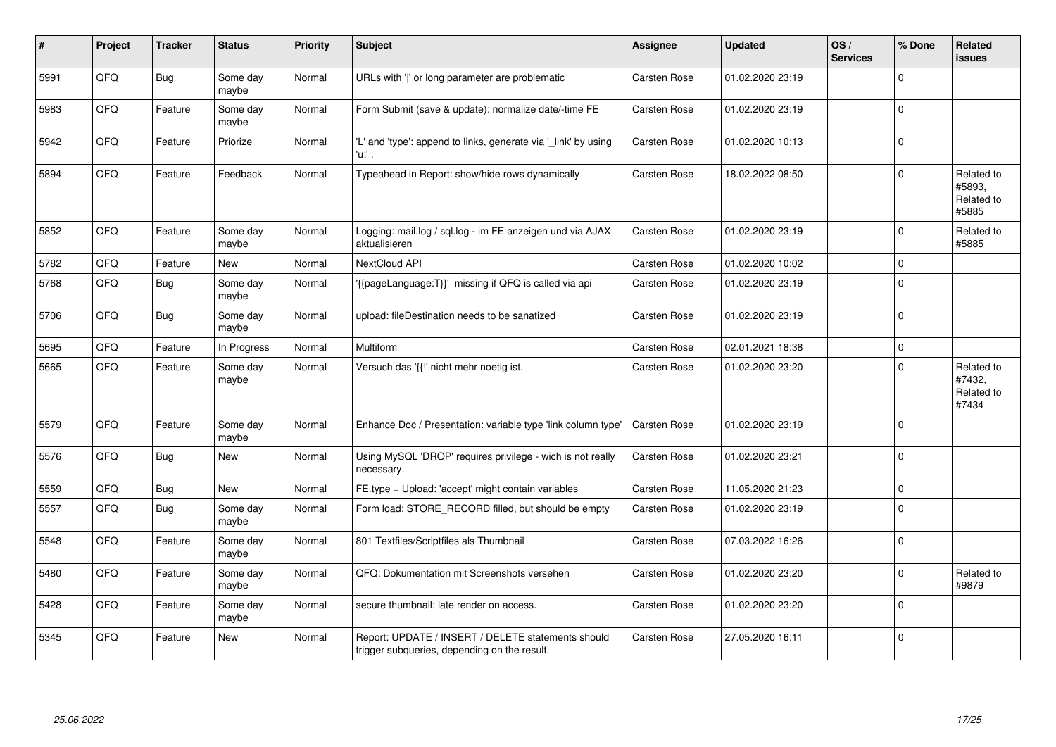| # | Project | Tracker | Status | Priority | Subject | Assignee | Updated | OS / Services | % Done | Related issues |
|---|---|---|---|---|---|---|---|---|---|---|
| 5991 | QFQ | Bug | Some day maybe | Normal | URLs with '|' or long parameter are problematic | Carsten Rose | 01.02.2020 23:19 | | 0 | |
| 5983 | QFQ | Feature | Some day maybe | Normal | Form Submit (save & update): normalize date/-time FE | Carsten Rose | 01.02.2020 23:19 | | 0 | |
| 5942 | QFQ | Feature | Priorize | Normal | 'L' and 'type': append to links, generate via '_link' by using 'u:' . | Carsten Rose | 01.02.2020 10:13 | | 0 | |
| 5894 | QFQ | Feature | Feedback | Normal | Typeahead in Report: show/hide rows dynamically | Carsten Rose | 18.02.2022 08:50 | | 0 | Related to #5893, Related to #5885 |
| 5852 | QFQ | Feature | Some day maybe | Normal | Logging: mail.log / sql.log - im FE anzeigen und via AJAX aktualisieren | Carsten Rose | 01.02.2020 23:19 | | 0 | Related to #5885 |
| 5782 | QFQ | Feature | New | Normal | NextCloud API | Carsten Rose | 01.02.2020 10:02 | | 0 | |
| 5768 | QFQ | Bug | Some day maybe | Normal | '{{pageLanguage:T}}' missing if QFQ is called via api | Carsten Rose | 01.02.2020 23:19 | | 0 | |
| 5706 | QFQ | Bug | Some day maybe | Normal | upload: fileDestination needs to be sanatized | Carsten Rose | 01.02.2020 23:19 | | 0 | |
| 5695 | QFQ | Feature | In Progress | Normal | Multiform | Carsten Rose | 02.01.2021 18:38 | | 0 | |
| 5665 | QFQ | Feature | Some day maybe | Normal | Versuch das '{{!' nicht mehr noetig ist. | Carsten Rose | 01.02.2020 23:20 | | 0 | Related to #7432, Related to #7434 |
| 5579 | QFQ | Feature | Some day maybe | Normal | Enhance Doc / Presentation: variable type 'link column type' | Carsten Rose | 01.02.2020 23:19 | | 0 | |
| 5576 | QFQ | Bug | New | Normal | Using MySQL 'DROP' requires privilege - wich is not really necessary. | Carsten Rose | 01.02.2020 23:21 | | 0 | |
| 5559 | QFQ | Bug | New | Normal | FE.type = Upload: 'accept' might contain variables | Carsten Rose | 11.05.2020 21:23 | | 0 | |
| 5557 | QFQ | Bug | Some day maybe | Normal | Form load: STORE_RECORD filled, but should be empty | Carsten Rose | 01.02.2020 23:19 | | 0 | |
| 5548 | QFQ | Feature | Some day maybe | Normal | 801 Textfiles/Scriptfiles als Thumbnail | Carsten Rose | 07.03.2022 16:26 | | 0 | |
| 5480 | QFQ | Feature | Some day maybe | Normal | QFQ: Dokumentation mit Screenshots versehen | Carsten Rose | 01.02.2020 23:20 | | 0 | Related to #9879 |
| 5428 | QFQ | Feature | Some day maybe | Normal | secure thumbnail: late render on access. | Carsten Rose | 01.02.2020 23:20 | | 0 | |
| 5345 | QFQ | Feature | New | Normal | Report: UPDATE / INSERT / DELETE statements should trigger subqueries, depending on the result. | Carsten Rose | 27.05.2020 16:11 | | 0 | |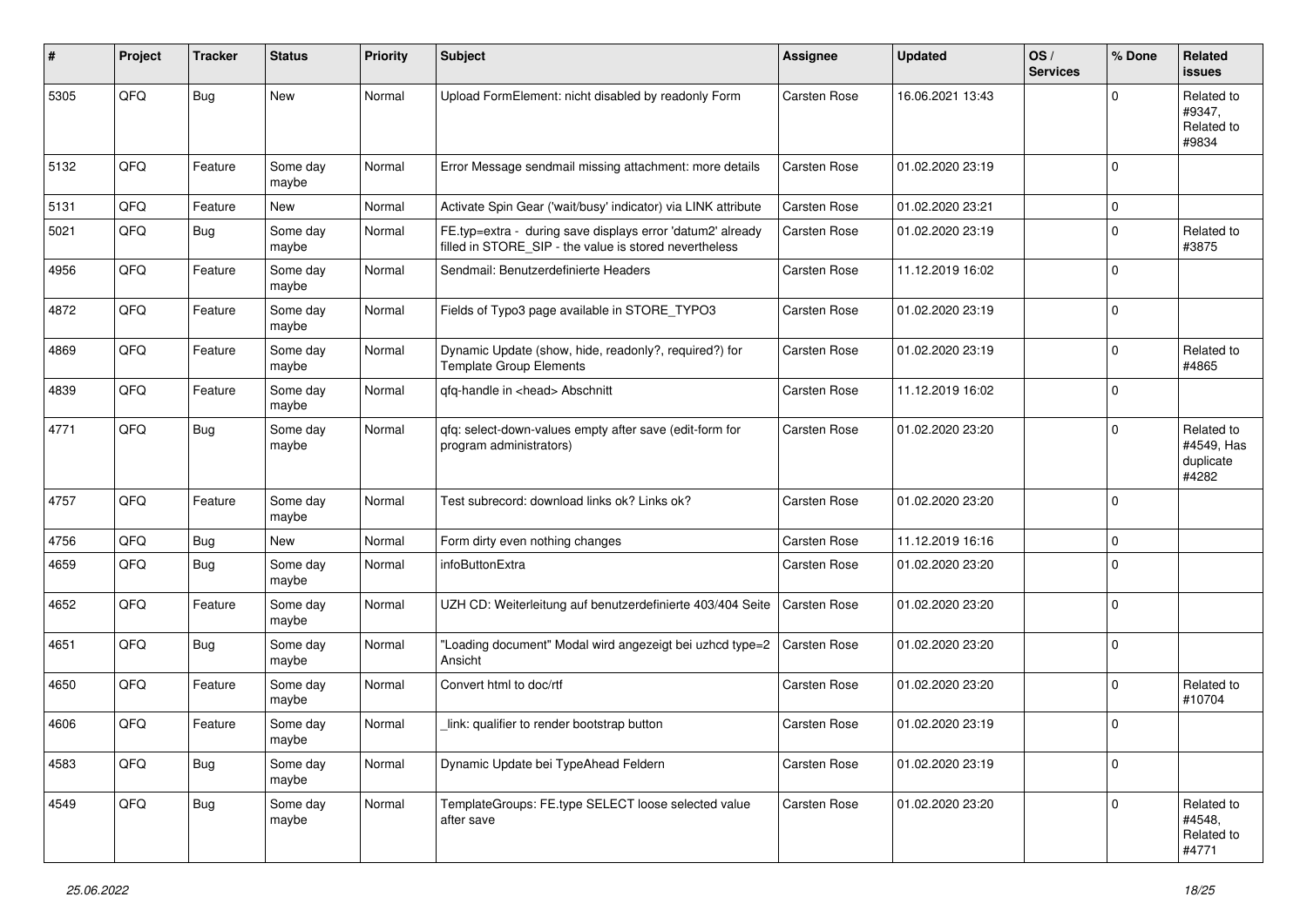| # | Project | Tracker | Status | Priority | Subject | Assignee | Updated | OS / Services | % Done | Related issues |
|---|---|---|---|---|---|---|---|---|---|---|
| 5305 | QFQ | Bug | New | Normal | Upload FormElement: nicht disabled by readonly Form | Carsten Rose | 16.06.2021 13:43 | | 0 | Related to #9347, Related to #9834 |
| 5132 | QFQ | Feature | Some day maybe | Normal | Error Message sendmail missing attachment: more details | Carsten Rose | 01.02.2020 23:19 | | 0 | |
| 5131 | QFQ | Feature | New | Normal | Activate Spin Gear ('wait/busy' indicator) via LINK attribute | Carsten Rose | 01.02.2020 23:21 | | 0 | |
| 5021 | QFQ | Bug | Some day maybe | Normal | FE.typ=extra - during save displays error 'datum2' already filled in STORE_SIP - the value is stored nevertheless | Carsten Rose | 01.02.2020 23:19 | | 0 | Related to #3875 |
| 4956 | QFQ | Feature | Some day maybe | Normal | Sendmail: Benutzerdefinierte Headers | Carsten Rose | 11.12.2019 16:02 | | 0 | |
| 4872 | QFQ | Feature | Some day maybe | Normal | Fields of Typo3 page available in STORE_TYPO3 | Carsten Rose | 01.02.2020 23:19 | | 0 | |
| 4869 | QFQ | Feature | Some day maybe | Normal | Dynamic Update (show, hide, readonly?, required?) for Template Group Elements | Carsten Rose | 01.02.2020 23:19 | | 0 | Related to #4865 |
| 4839 | QFQ | Feature | Some day maybe | Normal | qfq-handle in <head> Abschnitt | Carsten Rose | 11.12.2019 16:02 | | 0 | |
| 4771 | QFQ | Bug | Some day maybe | Normal | qfq: select-down-values empty after save (edit-form for program administrators) | Carsten Rose | 01.02.2020 23:20 | | 0 | Related to #4549, Has duplicate #4282 |
| 4757 | QFQ | Feature | Some day maybe | Normal | Test subrecord: download links ok? Links ok? | Carsten Rose | 01.02.2020 23:20 | | 0 | |
| 4756 | QFQ | Bug | New | Normal | Form dirty even nothing changes | Carsten Rose | 11.12.2019 16:16 | | 0 | |
| 4659 | QFQ | Bug | Some day maybe | Normal | infoButtonExtra | Carsten Rose | 01.02.2020 23:20 | | 0 | |
| 4652 | QFQ | Feature | Some day maybe | Normal | UZH CD: Weiterleitung auf benutzerdefinierte 403/404 Seite | Carsten Rose | 01.02.2020 23:20 | | 0 | |
| 4651 | QFQ | Bug | Some day maybe | Normal | "Loading document" Modal wird angezeigt bei uzhcd type=2 Ansicht | Carsten Rose | 01.02.2020 23:20 | | 0 | |
| 4650 | QFQ | Feature | Some day maybe | Normal | Convert html to doc/rtf | Carsten Rose | 01.02.2020 23:20 | | 0 | Related to #10704 |
| 4606 | QFQ | Feature | Some day maybe | Normal | _link: qualifier to render bootstrap button | Carsten Rose | 01.02.2020 23:19 | | 0 | |
| 4583 | QFQ | Bug | Some day maybe | Normal | Dynamic Update bei TypeAhead Feldern | Carsten Rose | 01.02.2020 23:19 | | 0 | |
| 4549 | QFQ | Bug | Some day maybe | Normal | TemplateGroups: FE.type SELECT loose selected value after save | Carsten Rose | 01.02.2020 23:20 | | 0 | Related to #4548, Related to #4771 |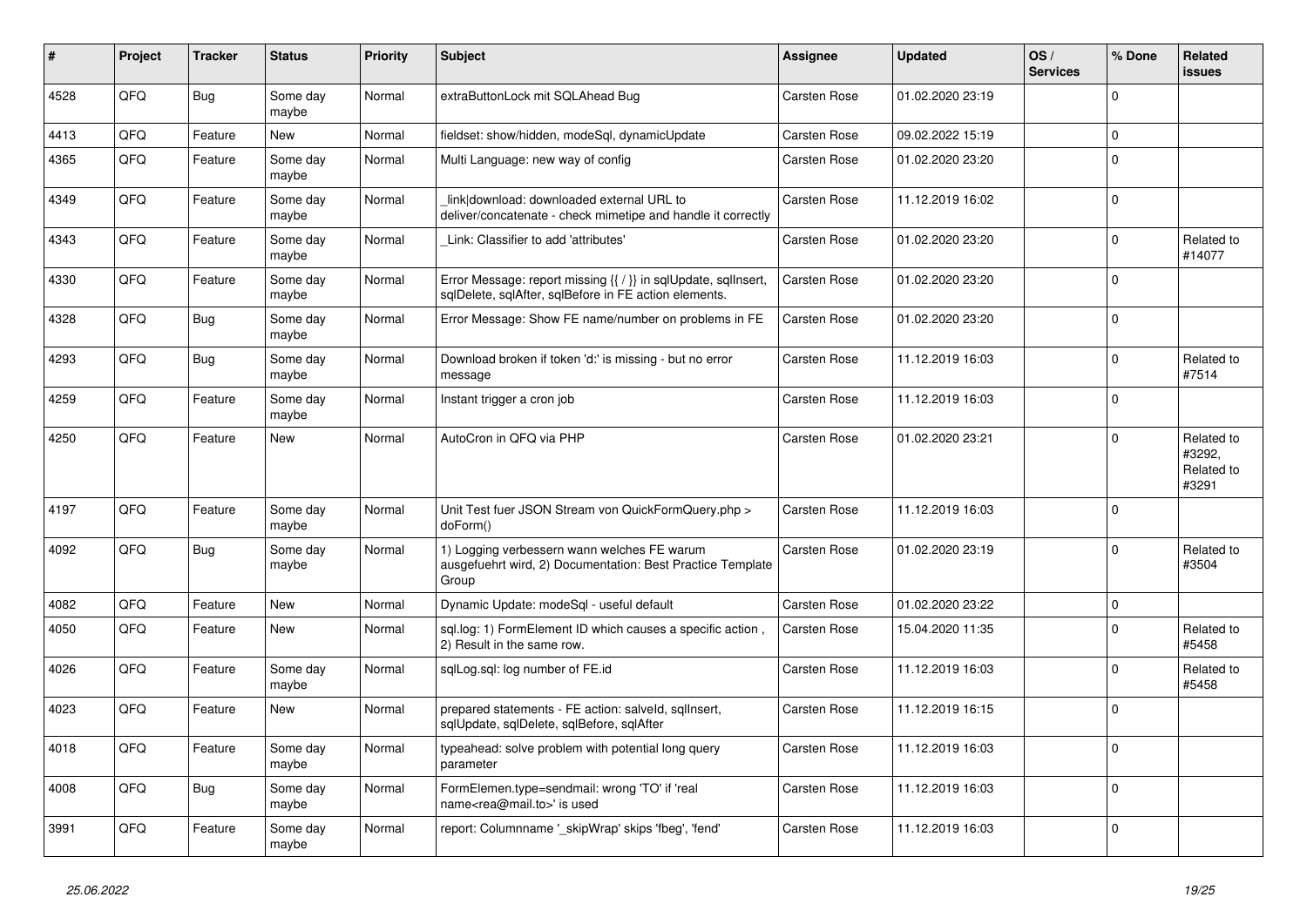| # | Project | Tracker | Status | Priority | Subject | Assignee | Updated | OS / Services | % Done | Related issues |
|---|---|---|---|---|---|---|---|---|---|---|
| 4528 | QFQ | Bug | Some day maybe | Normal | extraButtonLock mit SQLAhead Bug | Carsten Rose | 01.02.2020 23:19 | | 0 | |
| 4413 | QFQ | Feature | New | Normal | fieldset: show/hidden, modeSql, dynamicUpdate | Carsten Rose | 09.02.2022 15:19 | | 0 | |
| 4365 | QFQ | Feature | Some day maybe | Normal | Multi Language: new way of config | Carsten Rose | 01.02.2020 23:20 | | 0 | |
| 4349 | QFQ | Feature | Some day maybe | Normal | _link\|download: downloaded external URL to deliver/concatenate - check mimetipe and handle it correctly | Carsten Rose | 11.12.2019 16:02 | | 0 | |
| 4343 | QFQ | Feature | Some day maybe | Normal | _Link: Classifier to add 'attributes' | Carsten Rose | 01.02.2020 23:20 | | 0 | Related to #14077 |
| 4330 | QFQ | Feature | Some day maybe | Normal | Error Message: report missing {{ / }} in sqlUpdate, sqlInsert, sqlDelete, sqlAfter, sqlBefore in FE action elements. | Carsten Rose | 01.02.2020 23:20 | | 0 | |
| 4328 | QFQ | Bug | Some day maybe | Normal | Error Message: Show FE name/number on problems in FE | Carsten Rose | 01.02.2020 23:20 | | 0 | |
| 4293 | QFQ | Bug | Some day maybe | Normal | Download broken if token 'd:' is missing - but no error message | Carsten Rose | 11.12.2019 16:03 | | 0 | Related to #7514 |
| 4259 | QFQ | Feature | Some day maybe | Normal | Instant trigger a cron job | Carsten Rose | 11.12.2019 16:03 | | 0 | |
| 4250 | QFQ | Feature | New | Normal | AutoCron in QFQ via PHP | Carsten Rose | 01.02.2020 23:21 | | 0 | Related to #3292, Related to #3291 |
| 4197 | QFQ | Feature | Some day maybe | Normal | Unit Test fuer JSON Stream von QuickFormQuery.php > doForm() | Carsten Rose | 11.12.2019 16:03 | | 0 | |
| 4092 | QFQ | Bug | Some day maybe | Normal | 1) Logging verbessern wann welches FE warum ausgefuehrt wird, 2) Documentation: Best Practice Template Group | Carsten Rose | 01.02.2020 23:19 | | 0 | Related to #3504 |
| 4082 | QFQ | Feature | New | Normal | Dynamic Update: modeSql - useful default | Carsten Rose | 01.02.2020 23:22 | | 0 | |
| 4050 | QFQ | Feature | New | Normal | sql.log: 1) FormElement ID which causes a specific action , 2) Result in the same row. | Carsten Rose | 15.04.2020 11:35 | | 0 | Related to #5458 |
| 4026 | QFQ | Feature | Some day maybe | Normal | sqlLog.sql: log number of FE.id | Carsten Rose | 11.12.2019 16:03 | | 0 | Related to #5458 |
| 4023 | QFQ | Feature | New | Normal | prepared statements - FE action: salveld, sqlInsert, sqlUpdate, sqlDelete, sqlBefore, sqlAfter | Carsten Rose | 11.12.2019 16:15 | | 0 | |
| 4018 | QFQ | Feature | Some day maybe | Normal | typeahead: solve problem with potential long query parameter | Carsten Rose | 11.12.2019 16:03 | | 0 | |
| 4008 | QFQ | Bug | Some day maybe | Normal | FormElemen.type=sendmail: wrong 'TO' if 'real name<rea@mail.to>' is used | Carsten Rose | 11.12.2019 16:03 | | 0 | |
| 3991 | QFQ | Feature | Some day maybe | Normal | report: Columnname '_skipWrap' skips 'fbeg', 'fend' | Carsten Rose | 11.12.2019 16:03 | | 0 | |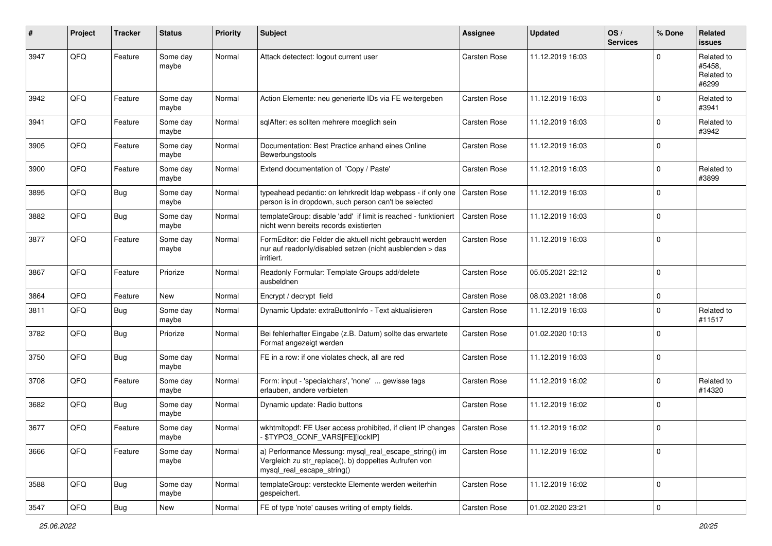| # | Project | Tracker | Status | Priority | Subject | Assignee | Updated | OS / Services | % Done | Related issues |
|---|---|---|---|---|---|---|---|---|---|---|
| 3947 | QFQ | Feature | Some day maybe | Normal | Attack detectect: logout current user | Carsten Rose | 11.12.2019 16:03 | | 0 | Related to #5458, Related to #6299 |
| 3942 | QFQ | Feature | Some day maybe | Normal | Action Elemente: neu generierte IDs via FE weitergeben | Carsten Rose | 11.12.2019 16:03 | | 0 | Related to #3941 |
| 3941 | QFQ | Feature | Some day maybe | Normal | sqlAfter: es sollten mehrere moeglich sein | Carsten Rose | 11.12.2019 16:03 | | 0 | Related to #3942 |
| 3905 | QFQ | Feature | Some day maybe | Normal | Documentation: Best Practice anhand eines Online Bewerbungstools | Carsten Rose | 11.12.2019 16:03 | | 0 | |
| 3900 | QFQ | Feature | Some day maybe | Normal | Extend documentation of 'Copy / Paste' | Carsten Rose | 11.12.2019 16:03 | | 0 | Related to #3899 |
| 3895 | QFQ | Bug | Some day maybe | Normal | typeahead pedantic: on lehrkredit ldap webpass - if only one person is in dropdown, such person can't be selected | Carsten Rose | 11.12.2019 16:03 | | 0 | |
| 3882 | QFQ | Bug | Some day maybe | Normal | templateGroup: disable 'add' if limit is reached - funktioniert nicht wenn bereits records existierten | Carsten Rose | 11.12.2019 16:03 | | 0 | |
| 3877 | QFQ | Feature | Some day maybe | Normal | FormEditor: die Felder die aktuell nicht gebraucht werden nur auf readonly/disabled setzen (nicht ausblenden > das irritiert. | Carsten Rose | 11.12.2019 16:03 | | 0 | |
| 3867 | QFQ | Feature | Priorize | Normal | Readonly Formular: Template Groups add/delete ausbeldnen | Carsten Rose | 05.05.2021 22:12 | | 0 | |
| 3864 | QFQ | Feature | New | Normal | Encrypt / decrypt field | Carsten Rose | 08.03.2021 18:08 | | 0 | |
| 3811 | QFQ | Bug | Some day maybe | Normal | Dynamic Update: extraButtonInfo - Text aktualisieren | Carsten Rose | 11.12.2019 16:03 | | 0 | Related to #11517 |
| 3782 | QFQ | Bug | Priorize | Normal | Bei fehlerhafter Eingabe (z.B. Datum) sollte das erwartete Format angezeigt werden | Carsten Rose | 01.02.2020 10:13 | | 0 | |
| 3750 | QFQ | Bug | Some day maybe | Normal | FE in a row: if one violates check, all are red | Carsten Rose | 11.12.2019 16:03 | | 0 | |
| 3708 | QFQ | Feature | Some day maybe | Normal | Form: input - 'specialchars', 'none' ... gewisse tags erlauben, andere verbieten | Carsten Rose | 11.12.2019 16:02 | | 0 | Related to #14320 |
| 3682 | QFQ | Bug | Some day maybe | Normal | Dynamic update: Radio buttons | Carsten Rose | 11.12.2019 16:02 | | 0 | |
| 3677 | QFQ | Feature | Some day maybe | Normal | wkhtmltopdf: FE User access prohibited, if client IP changes - $TYPO3_CONF_VARS[FE][lockIP] | Carsten Rose | 11.12.2019 16:02 | | 0 | |
| 3666 | QFQ | Feature | Some day maybe | Normal | a) Performance Messung: mysql_real_escape_string() im Vergleich zu str_replace(), b) doppeltes Aufrufen von mysql_real_escape_string() | Carsten Rose | 11.12.2019 16:02 | | 0 | |
| 3588 | QFQ | Bug | Some day maybe | Normal | templateGroup: versteckte Elemente werden weiterhin gespeichert. | Carsten Rose | 11.12.2019 16:02 | | 0 | |
| 3547 | QFQ | Bug | New | Normal | FE of type 'note' causes writing of empty fields. | Carsten Rose | 01.02.2020 23:21 | | 0 | |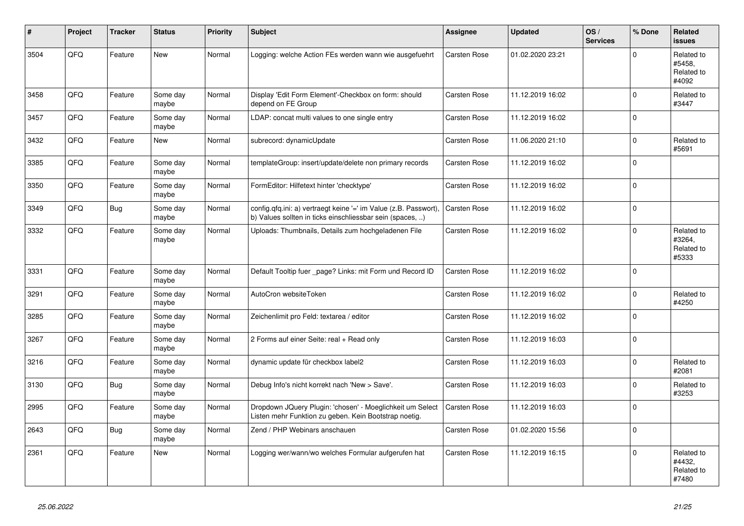| # | Project | Tracker | Status | Priority | Subject | Assignee | Updated | OS / Services | % Done | Related issues |
|---|---|---|---|---|---|---|---|---|---|---|
| 3504 | QFQ | Feature | New | Normal | Logging: welche Action FEs werden wann wie ausgefuehrt | Carsten Rose | 01.02.2020 23:21 | | 0 | Related to #5458, Related to #4092 |
| 3458 | QFQ | Feature | Some day maybe | Normal | Display 'Edit Form Element'-Checkbox on form: should depend on FE Group | Carsten Rose | 11.12.2019 16:02 | | 0 | Related to #3447 |
| 3457 | QFQ | Feature | Some day maybe | Normal | LDAP: concat multi values to one single entry | Carsten Rose | 11.12.2019 16:02 | | 0 | |
| 3432 | QFQ | Feature | New | Normal | subrecord: dynamicUpdate | Carsten Rose | 11.06.2020 21:10 | | 0 | Related to #5691 |
| 3385 | QFQ | Feature | Some day maybe | Normal | templateGroup: insert/update/delete non primary records | Carsten Rose | 11.12.2019 16:02 | | 0 | |
| 3350 | QFQ | Feature | Some day maybe | Normal | FormEditor: Hilfetext hinter 'checktype' | Carsten Rose | 11.12.2019 16:02 | | 0 | |
| 3349 | QFQ | Bug | Some day maybe | Normal | config.qfq.ini: a) vertraegt keine '=' im Value (z.B. Passwort), b) Values sollten in ticks einschliessbar sein (spaces, ..) | Carsten Rose | 11.12.2019 16:02 | | 0 | |
| 3332 | QFQ | Feature | Some day maybe | Normal | Uploads: Thumbnails, Details zum hochgeladenen File | Carsten Rose | 11.12.2019 16:02 | | 0 | Related to #3264, Related to #5333 |
| 3331 | QFQ | Feature | Some day maybe | Normal | Default Tooltip fuer _page? Links: mit Form und Record ID | Carsten Rose | 11.12.2019 16:02 | | 0 | |
| 3291 | QFQ | Feature | Some day maybe | Normal | AutoCron websiteToken | Carsten Rose | 11.12.2019 16:02 | | 0 | Related to #4250 |
| 3285 | QFQ | Feature | Some day maybe | Normal | Zeichenlimit pro Feld: textarea / editor | Carsten Rose | 11.12.2019 16:02 | | 0 | |
| 3267 | QFQ | Feature | Some day maybe | Normal | 2 Forms auf einer Seite: real + Read only | Carsten Rose | 11.12.2019 16:03 | | 0 | |
| 3216 | QFQ | Feature | Some day maybe | Normal | dynamic update für checkbox label2 | Carsten Rose | 11.12.2019 16:03 | | 0 | Related to #2081 |
| 3130 | QFQ | Bug | Some day maybe | Normal | Debug Info's nicht korrekt nach 'New > Save'. | Carsten Rose | 11.12.2019 16:03 | | 0 | Related to #3253 |
| 2995 | QFQ | Feature | Some day maybe | Normal | Dropdown JQuery Plugin: 'chosen' - Moeglichkeit um Select Listen mehr Funktion zu geben. Kein Bootstrap noetig. | Carsten Rose | 11.12.2019 16:03 | | 0 | |
| 2643 | QFQ | Bug | Some day maybe | Normal | Zend / PHP Webinars anschauen | Carsten Rose | 01.02.2020 15:56 | | 0 | |
| 2361 | QFQ | Feature | New | Normal | Logging wer/wann/wo welches Formular aufgerufen hat | Carsten Rose | 11.12.2019 16:15 | | 0 | Related to #4432, Related to #7480 |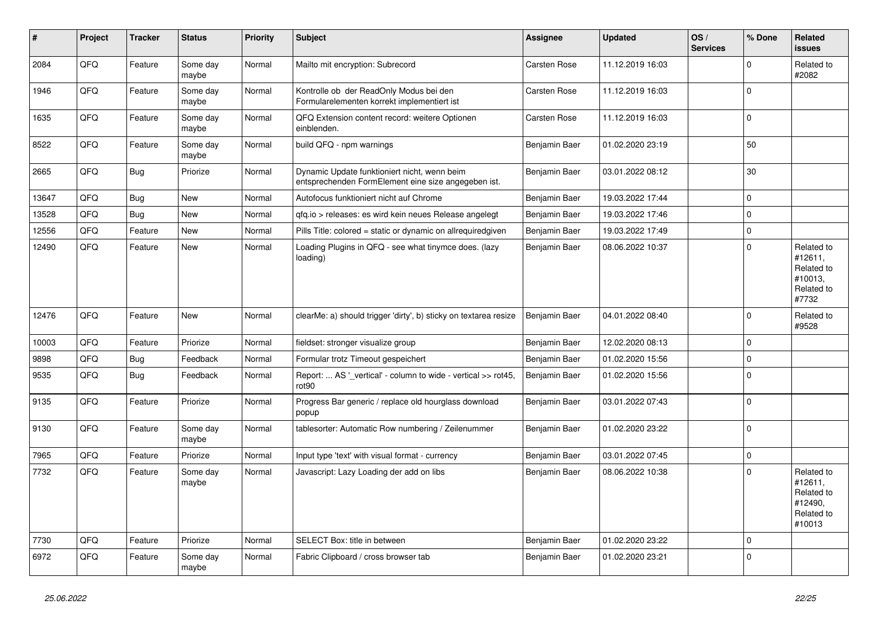| # | Project | Tracker | Status | Priority | Subject | Assignee | Updated | OS / Services | % Done | Related issues |
|---|---|---|---|---|---|---|---|---|---|---|
| 2084 | QFQ | Feature | Some day maybe | Normal | Mailto mit encryption: Subrecord | Carsten Rose | 11.12.2019 16:03 | | 0 | Related to #2082 |
| 1946 | QFQ | Feature | Some day maybe | Normal | Kontrolle ob der ReadOnly Modus bei den Formularelementen korrekt implementiert ist | Carsten Rose | 11.12.2019 16:03 | | 0 | |
| 1635 | QFQ | Feature | Some day maybe | Normal | QFQ Extension content record: weitere Optionen einblenden. | Carsten Rose | 11.12.2019 16:03 | | 0 | |
| 8522 | QFQ | Feature | Some day maybe | Normal | build QFQ - npm warnings | Benjamin Baer | 01.02.2020 23:19 | | 50 | |
| 2665 | QFQ | Bug | Priorize | Normal | Dynamic Update funktioniert nicht, wenn beim entsprechenden FormElement eine size angegeben ist. | Benjamin Baer | 03.01.2022 08:12 | | 30 | |
| 13647 | QFQ | Bug | New | Normal | Autofocus funktioniert nicht auf Chrome | Benjamin Baer | 19.03.2022 17:44 | | 0 | |
| 13528 | QFQ | Bug | New | Normal | qfq.io > releases: es wird kein neues Release angelegt | Benjamin Baer | 19.03.2022 17:46 | | 0 | |
| 12556 | QFQ | Feature | New | Normal | Pills Title: colored = static or dynamic on allrequiredgiven | Benjamin Baer | 19.03.2022 17:49 | | 0 | |
| 12490 | QFQ | Feature | New | Normal | Loading Plugins in QFQ - see what tinymce does. (lazy loading) | Benjamin Baer | 08.06.2022 10:37 | | 0 | Related to #12611, Related to #10013, Related to #7732 |
| 12476 | QFQ | Feature | New | Normal | clearMe: a) should trigger 'dirty', b) sticky on textarea resize | Benjamin Baer | 04.01.2022 08:40 | | 0 | Related to #9528 |
| 10003 | QFQ | Feature | Priorize | Normal | fieldset: stronger visualize group | Benjamin Baer | 12.02.2020 08:13 | | 0 | |
| 9898 | QFQ | Bug | Feedback | Normal | Formular trotz Timeout gespeichert | Benjamin Baer | 01.02.2020 15:56 | | 0 | |
| 9535 | QFQ | Bug | Feedback | Normal | Report: ... AS '_vertical' - column to wide - vertical >> rot45, rot90 | Benjamin Baer | 01.02.2020 15:56 | | 0 | |
| 9135 | QFQ | Feature | Priorize | Normal | Progress Bar generic / replace old hourglass download popup | Benjamin Baer | 03.01.2022 07:43 | | 0 | |
| 9130 | QFQ | Feature | Some day maybe | Normal | tablesorter: Automatic Row numbering / Zeilenummer | Benjamin Baer | 01.02.2020 23:22 | | 0 | |
| 7965 | QFQ | Feature | Priorize | Normal | Input type 'text' with visual format - currency | Benjamin Baer | 03.01.2022 07:45 | | 0 | |
| 7732 | QFQ | Feature | Some day maybe | Normal | Javascript: Lazy Loading der add on libs | Benjamin Baer | 08.06.2022 10:38 | | 0 | Related to #12611, Related to #12490, Related to #10013 |
| 7730 | QFQ | Feature | Priorize | Normal | SELECT Box: title in between | Benjamin Baer | 01.02.2020 23:22 | | 0 | |
| 6972 | QFQ | Feature | Some day maybe | Normal | Fabric Clipboard / cross browser tab | Benjamin Baer | 01.02.2020 23:21 | | 0 | |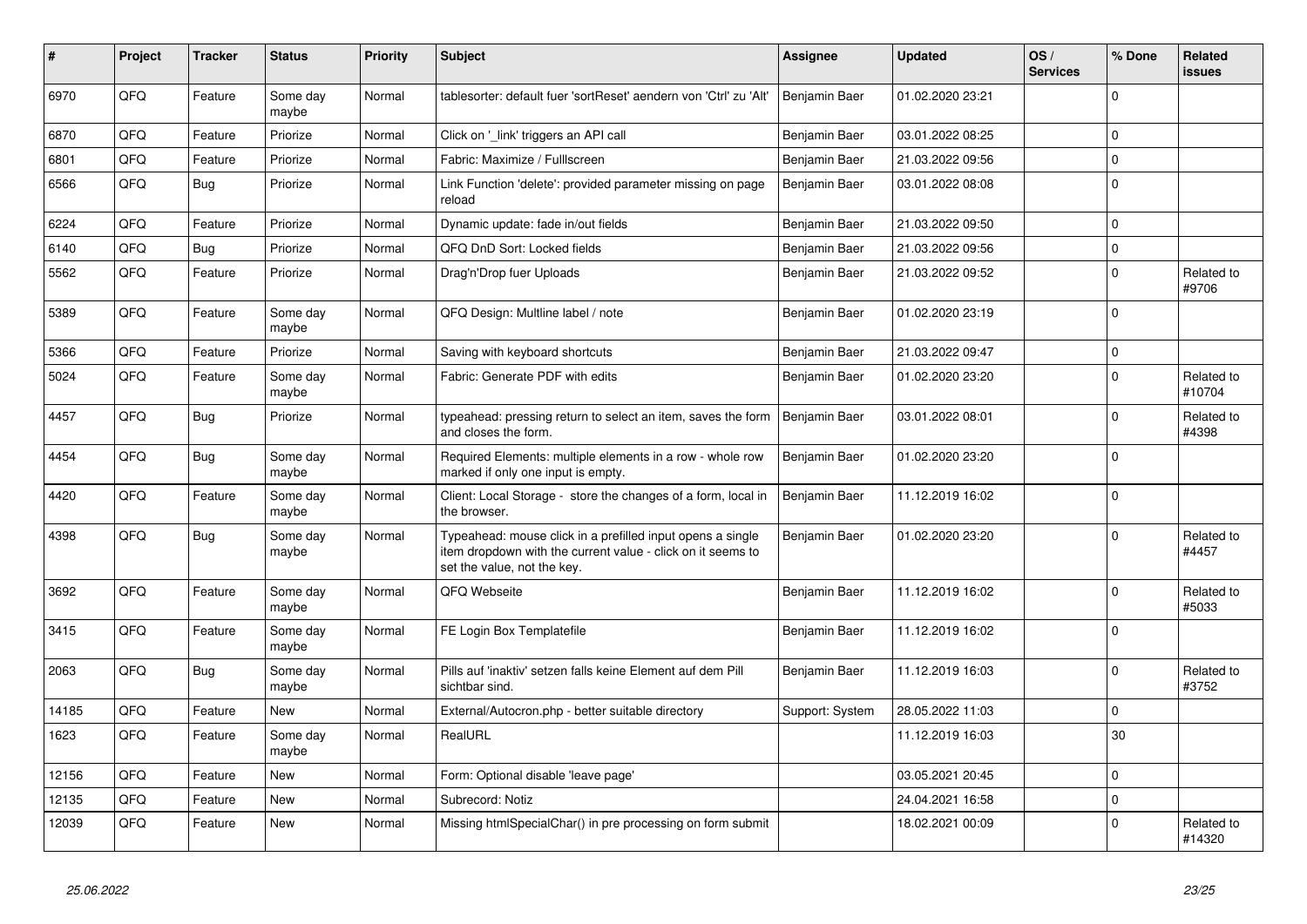| # | Project | Tracker | Status | Priority | Subject | Assignee | Updated | OS / Services | % Done | Related issues |
|---|---|---|---|---|---|---|---|---|---|---|
| 6970 | QFQ | Feature | Some day maybe | Normal | tablesorter: default fuer 'sortReset' aendern von 'Ctrl' zu 'Alt' | Benjamin Baer | 01.02.2020 23:21 | | 0 | |
| 6870 | QFQ | Feature | Priorize | Normal | Click on '_link' triggers an API call | Benjamin Baer | 03.01.2022 08:25 | | 0 | |
| 6801 | QFQ | Feature | Priorize | Normal | Fabric: Maximize / FullIscreen | Benjamin Baer | 21.03.2022 09:56 | | 0 | |
| 6566 | QFQ | Bug | Priorize | Normal | Link Function 'delete': provided parameter missing on page reload | Benjamin Baer | 03.01.2022 08:08 | | 0 | |
| 6224 | QFQ | Feature | Priorize | Normal | Dynamic update: fade in/out fields | Benjamin Baer | 21.03.2022 09:50 | | 0 | |
| 6140 | QFQ | Bug | Priorize | Normal | QFQ DnD Sort: Locked fields | Benjamin Baer | 21.03.2022 09:56 | | 0 | |
| 5562 | QFQ | Feature | Priorize | Normal | Drag'n'Drop fuer Uploads | Benjamin Baer | 21.03.2022 09:52 | | 0 | Related to #9706 |
| 5389 | QFQ | Feature | Some day maybe | Normal | QFQ Design: Multline label / note | Benjamin Baer | 01.02.2020 23:19 | | 0 | |
| 5366 | QFQ | Feature | Priorize | Normal | Saving with keyboard shortcuts | Benjamin Baer | 21.03.2022 09:47 | | 0 | |
| 5024 | QFQ | Feature | Some day maybe | Normal | Fabric: Generate PDF with edits | Benjamin Baer | 01.02.2020 23:20 | | 0 | Related to #10704 |
| 4457 | QFQ | Bug | Priorize | Normal | typeahead: pressing return to select an item, saves the form and closes the form. | Benjamin Baer | 03.01.2022 08:01 | | 0 | Related to #4398 |
| 4454 | QFQ | Bug | Some day maybe | Normal | Required Elements: multiple elements in a row - whole row marked if only one input is empty. | Benjamin Baer | 01.02.2020 23:20 | | 0 | |
| 4420 | QFQ | Feature | Some day maybe | Normal | Client: Local Storage - store the changes of a form, local in the browser. | Benjamin Baer | 11.12.2019 16:02 | | 0 | |
| 4398 | QFQ | Bug | Some day maybe | Normal | Typeahead: mouse click in a prefilled input opens a single item dropdown with the current value - click on it seems to set the value, not the key. | Benjamin Baer | 01.02.2020 23:20 | | 0 | Related to #4457 |
| 3692 | QFQ | Feature | Some day maybe | Normal | QFQ Webseite | Benjamin Baer | 11.12.2019 16:02 | | 0 | Related to #5033 |
| 3415 | QFQ | Feature | Some day maybe | Normal | FE Login Box Templatefile | Benjamin Baer | 11.12.2019 16:02 | | 0 | |
| 2063 | QFQ | Bug | Some day maybe | Normal | Pills auf 'inaktiv' setzen falls keine Element auf dem Pill sichtbar sind. | Benjamin Baer | 11.12.2019 16:03 | | 0 | Related to #3752 |
| 14185 | QFQ | Feature | New | Normal | External/Autocron.php - better suitable directory | Support: System | 28.05.2022 11:03 | | 0 | |
| 1623 | QFQ | Feature | Some day maybe | Normal | RealURL | | 11.12.2019 16:03 | | 30 | |
| 12156 | QFQ | Feature | New | Normal | Form: Optional disable 'leave page' | | 03.05.2021 20:45 | | 0 | |
| 12135 | QFQ | Feature | New | Normal | Subrecord: Notiz | | 24.04.2021 16:58 | | 0 | |
| 12039 | QFQ | Feature | New | Normal | Missing htmlSpecialChar() in pre processing on form submit | | 18.02.2021 00:09 | | 0 | Related to #14320 |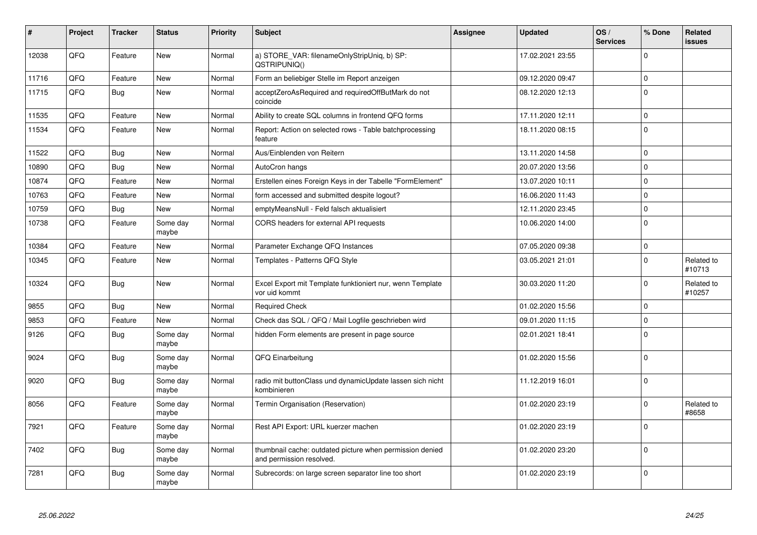| # | Project | Tracker | Status | Priority | Subject | Assignee | Updated | OS / Services | % Done | Related issues |
|---|---|---|---|---|---|---|---|---|---|---|
| 12038 | QFQ | Feature | New | Normal | a) STORE_VAR: filenameOnlyStripUniq, b) SP: QSTRIPUNIQ() | | 17.02.2021 23:55 | | 0 | |
| 11716 | QFQ | Feature | New | Normal | Form an beliebiger Stelle im Report anzeigen | | 09.12.2020 09:47 | | 0 | |
| 11715 | QFQ | Bug | New | Normal | acceptZeroAsRequired and requiredOffButMark do not coincide | | 08.12.2020 12:13 | | 0 | |
| 11535 | QFQ | Feature | New | Normal | Ability to create SQL columns in frontend QFQ forms | | 17.11.2020 12:11 | | 0 | |
| 11534 | QFQ | Feature | New | Normal | Report: Action on selected rows - Table batchprocessing feature | | 18.11.2020 08:15 | | 0 | |
| 11522 | QFQ | Bug | New | Normal | Aus/Einblenden von Reitern | | 13.11.2020 14:58 | | 0 | |
| 10890 | QFQ | Bug | New | Normal | AutoCron hangs | | 20.07.2020 13:56 | | 0 | |
| 10874 | QFQ | Feature | New | Normal | Erstellen eines Foreign Keys in der Tabelle "FormElement" | | 13.07.2020 10:11 | | 0 | |
| 10763 | QFQ | Feature | New | Normal | form accessed and submitted despite logout? | | 16.06.2020 11:43 | | 0 | |
| 10759 | QFQ | Bug | New | Normal | emptyMeansNull - Feld falsch aktualisiert | | 12.11.2020 23:45 | | 0 | |
| 10738 | QFQ | Feature | Some day maybe | Normal | CORS headers for external API requests | | 10.06.2020 14:00 | | 0 | |
| 10384 | QFQ | Feature | New | Normal | Parameter Exchange QFQ Instances | | 07.05.2020 09:38 | | 0 | |
| 10345 | QFQ | Feature | New | Normal | Templates - Patterns QFQ Style | | 03.05.2021 21:01 | | 0 | Related to #10713 |
| 10324 | QFQ | Bug | New | Normal | Excel Export mit Template funktioniert nur, wenn Template vor uid kommt | | 30.03.2020 11:20 | | 0 | Related to #10257 |
| 9855 | QFQ | Bug | New | Normal | Required Check | | 01.02.2020 15:56 | | 0 | |
| 9853 | QFQ | Feature | New | Normal | Check das SQL / QFQ / Mail Logfile geschrieben wird | | 09.01.2020 11:15 | | 0 | |
| 9126 | QFQ | Bug | Some day maybe | Normal | hidden Form elements are present in page source | | 02.01.2021 18:41 | | 0 | |
| 9024 | QFQ | Bug | Some day maybe | Normal | QFQ Einarbeitung | | 01.02.2020 15:56 | | 0 | |
| 9020 | QFQ | Bug | Some day maybe | Normal | radio mit buttonClass und dynamicUpdate lassen sich nicht kombinieren | | 11.12.2019 16:01 | | 0 | |
| 8056 | QFQ | Feature | Some day maybe | Normal | Termin Organisation (Reservation) | | 01.02.2020 23:19 | | 0 | Related to #8658 |
| 7921 | QFQ | Feature | Some day maybe | Normal | Rest API Export: URL kuerzer machen | | 01.02.2020 23:19 | | 0 | |
| 7402 | QFQ | Bug | Some day maybe | Normal | thumbnail cache: outdated picture when permission denied and permission resolved. | | 01.02.2020 23:20 | | 0 | |
| 7281 | QFQ | Bug | Some day maybe | Normal | Subrecords: on large screen separator line too short | | 01.02.2020 23:19 | | 0 | |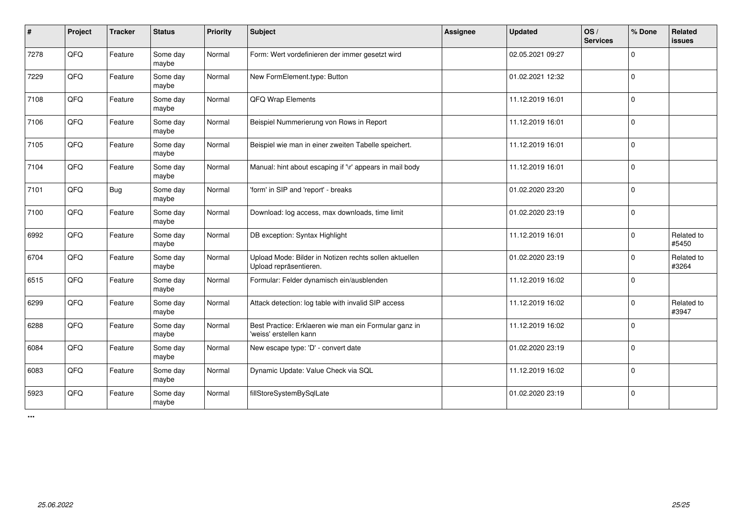| # | Project | Tracker | Status | Priority | Subject | Assignee | Updated | OS / Services | % Done | Related issues |
|---|---|---|---|---|---|---|---|---|---|---|
| 7278 | QFQ | Feature | Some day maybe | Normal | Form: Wert vordefinieren der immer gesetzt wird | | 02.05.2021 09:27 | | 0 | |
| 7229 | QFQ | Feature | Some day maybe | Normal | New FormElement.type: Button | | 01.02.2021 12:32 | | 0 | |
| 7108 | QFQ | Feature | Some day maybe | Normal | QFQ Wrap Elements | | 11.12.2019 16:01 | | 0 | |
| 7106 | QFQ | Feature | Some day maybe | Normal | Beispiel Nummerierung von Rows in Report | | 11.12.2019 16:01 | | 0 | |
| 7105 | QFQ | Feature | Some day maybe | Normal | Beispiel wie man in einer zweiten Tabelle speichert. | | 11.12.2019 16:01 | | 0 | |
| 7104 | QFQ | Feature | Some day maybe | Normal | Manual: hint about escaping if '\r' appears in mail body | | 11.12.2019 16:01 | | 0 | |
| 7101 | QFQ | Bug | Some day maybe | Normal | 'form' in SIP and 'report' - breaks | | 01.02.2020 23:20 | | 0 | |
| 7100 | QFQ | Feature | Some day maybe | Normal | Download: log access, max downloads, time limit | | 01.02.2020 23:19 | | 0 | |
| 6992 | QFQ | Feature | Some day maybe | Normal | DB exception: Syntax Highlight | | 11.12.2019 16:01 | | 0 | Related to #5450 |
| 6704 | QFQ | Feature | Some day maybe | Normal | Upload Mode: Bilder in Notizen rechts sollen aktuellen Upload repräsentieren. | | 01.02.2020 23:19 | | 0 | Related to #3264 |
| 6515 | QFQ | Feature | Some day maybe | Normal | Formular: Felder dynamisch ein/ausblenden | | 11.12.2019 16:02 | | 0 | |
| 6299 | QFQ | Feature | Some day maybe | Normal | Attack detection: log table with invalid SIP access | | 11.12.2019 16:02 | | 0 | Related to #3947 |
| 6288 | QFQ | Feature | Some day maybe | Normal | Best Practice: Erklaeren wie man ein Formular ganz in 'weiss' erstellen kann | | 11.12.2019 16:02 | | 0 | |
| 6084 | QFQ | Feature | Some day maybe | Normal | New escape type: 'D' - convert date | | 01.02.2020 23:19 | | 0 | |
| 6083 | QFQ | Feature | Some day maybe | Normal | Dynamic Update: Value Check via SQL | | 11.12.2019 16:02 | | 0 | |
| 5923 | QFQ | Feature | Some day maybe | Normal | fillStoreSystemBySqlLate | | 01.02.2020 23:19 | | 0 | |

...